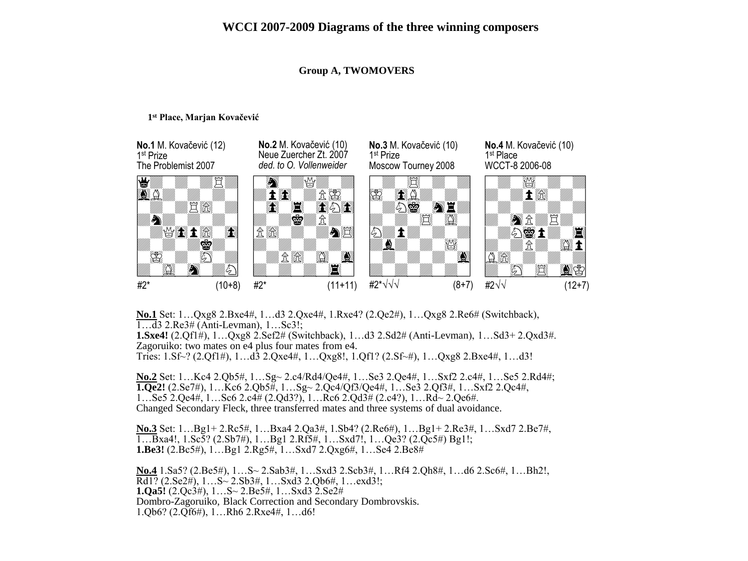# WCCI 2007-2009 Diagrams of the three winning composers

## Group A, TWOMOVERS

**1st Place, Marjan Kovačević**

**No.1** M. Kovačević (12)
1st Prize
The Problemist 2007
#2* (10+8)

**No.2** M. Kovačević (10)
Neue Zuercher Zt. 2007
*ded. to O. Vollenweider*
#2* (11+11)

**No.3** M. Kovačević (10)
1st Prize
Moscow Tourney 2008
#2*√√√ (8+7)

**No.4** M. Kovačević (10)
1st Place
WCCT-8 2006-08
#2√√ (12+7)

**No.1** Set: 1…Qxg8 2.Bxe4#, 1…d3 2.Qxe4#, 1.Rxe4? (2.Qe2#), 1…Qxg8 2.Re6# (Switchback), 1…d3 2.Re3# (Anti-Levman), 1…Sc3!;
**1.Sxe4!** (2.Qf1#), 1…Qxg8 2.Sef2# (Switchback), 1…d3 2.Sd2# (Anti-Levman), 1…Sd3+ 2.Qxd3#.
Zagoruiko: two mates on e4 plus four mates from e4.
Tries: 1.Sf~? (2.Qf1#), 1…d3 2.Qxe4#, 1…Qxg8!, 1.Qf1? (2.Sf~#), 1…Qxg8 2.Bxe4#, 1…d3!

**No.2** Set: 1…Kc4 2.Qb5#, 1…Sg~ 2.c4/Rd4/Qe4#, 1…Se3 2.Qe4#, 1…Sxf2 2.c4#, 1…Se5 2.Rd4#;
**1.Qe2!** (2.Se7#), 1…Kc6 2.Qb5#, 1…Sg~ 2.Qc4/Qf3/Qe4#, 1…Se3 2.Qf3#, 1…Sxf2 2.Qc4#, 1…Se5 2.Qe4#, 1…Sc6 2.c4# (2.Qd3?), 1…Rc6 2.Qd3# (2.c4?), 1…Rd~ 2.Qe6#.
Changed Secondary Fleck, three transferred mates and three systems of dual avoidance.

**No.3** Set: 1…Bg1+ 2.Rc5#, 1…Bxa4 2.Qa3#, 1.Sb4? (2.Re6#), 1…Bg1+ 2.Re3#, 1…Sxd7 2.Be7#, 1…Bxa4!, 1.Sc5? (2.Sb7#), 1…Bg1 2.Rf5#, 1…Sxd7!, 1…Qe3? (2.Qc5#) Bg1!;
**1.Be3!** (2.Bc5#), 1…Bg1 2.Rg5#, 1…Sxd7 2.Qxg6#, 1…Se4 2.Be8#

**No.4** 1.Sa5? (2.Be5#), 1…S~ 2.Sab3#, 1…Sxd3 2.Scb3#, 1…Rf4 2.Qh8#, 1…d6 2.Sc6#, 1…Bh2!, Rd1? (2.Se2#), 1…S~ 2.Sb3#, 1…Sxd3 2.Qb6#, 1…exd3!;
**1.Qa5!** (2.Qc3#), 1…S~ 2.Be5#, 1…Sxd3 2.Se2#
Dombro-Zagoruiko, Black Correction and Secondary Dombrovskis.
1.Qb6? (2.Qf6#), 1…Rh6 2.Rxe4#, 1…d6!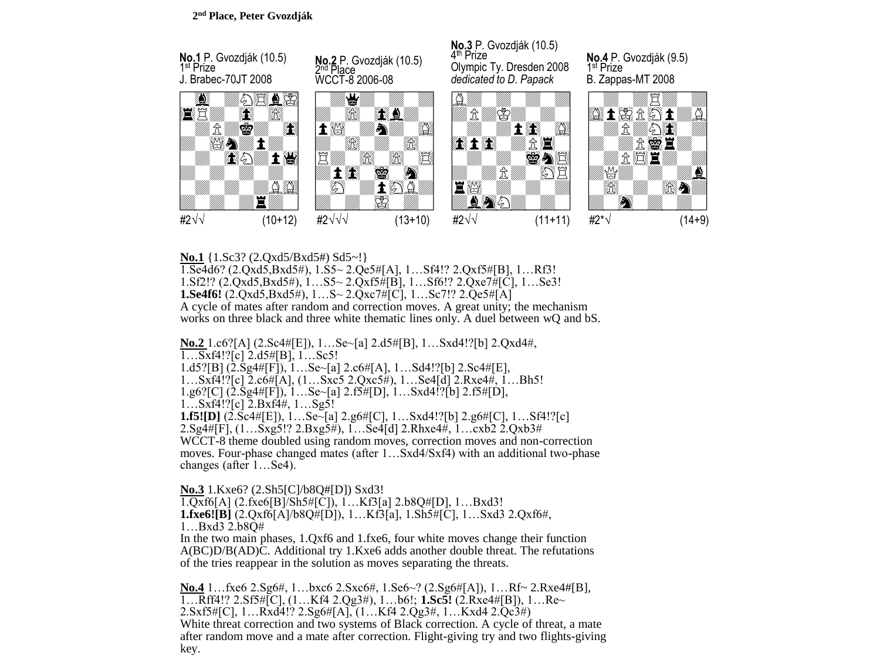**2nd Place, Peter Gvozdják**

**No.1** P. Gvozdják (10.5)
1st Prize
J. Brabec-70JT 2008

#2√√ (10+12)

**No.2** P. Gvozdják (10.5)
2nd Place
WCCT-8 2006-08

#2√√√ (13+10)

**No.3** P. Gvozdják (10.5)
4th Prize
Olympic Ty. Dresden 2008
*dedicated to D. Papack*

#2√√ (11+11)

**No.4** P. Gvozdják (9.5)
1st Prize
B. Zappas-MT 2008

#2*√ (14+9)

**No.1** {1.Sc3? (2.Qxd5/Bxd5#) Sd5~!}
1.Se4d6? (2.Qxd5,Bxd5#), 1…S5~ 2.Qe5#[A], 1…Sf4!? 2.Qxf5#[B], 1…Rf3!
1.Sf2!? (2.Qxd5,Bxd5#), 1…S5~ 2.Qxf5#[B], 1…Sf6!? 2.Qxe7#[C], 1…Se3!
**1.Se4f6!** (2.Qxd5,Bxd5#), 1…S~ 2.Qxc7#[C], 1…Sc7!? 2.Qe5#[A]
A cycle of mates after random and correction moves. A great unity; the mechanism works on three black and three white thematic lines only. A duel between wQ and bS.

**No.2** 1.c6?[A] (2.Sc4#[E]), 1…Se~[a] 2.d5#[B], 1…Sxd4!?[b] 2.Qxd4#,
1…Sxf4!?[c] 2.d5#[B], 1…Sc5!
1.d5?[B] (2.Sg4#[F]), 1…Se~[a] 2.c6#[A], 1…Sd4!?[b] 2.Sc4#[E],
1…Sxf4!?[c] 2.c6#[A], (1…Sxc5 2.Qxc5#), 1…Se4[d] 2.Rxe4#, 1…Bh5!
1.g6?[C] (2.Sg4#[F]), 1…Se~[a] 2.f5#[D], 1…Sxd4!?[b] 2.f5#[D],
1…Sxf4!?[c] 2.Bxf4#, 1…Sg5!
**1.f5![D]** (2.Sc4#[E]), 1…Se~[a] 2.g6#[C], 1…Sxd4!?[b] 2.g6#[C], 1…Sf4!?[c]
2.Sg4#[F], (1…Sxg5!? 2.Bxg5#), 1…Se4[d] 2.Rhxe4#, 1…cxb2 2.Qxb3#
WCCT-8 theme doubled using random moves, correction moves and non-correction moves. Four-phase changed mates (after 1…Sxd4/Sxf4) with an additional two-phase changes (after 1…Se4).

**No.3** 1.Kxe6? (2.Sh5[C]/b8Q#[D]) Sxd3!
1.Qxf6[A] (2.fxe6[B]/Sh5#[C]), 1…Kf3[a] 2.b8Q#[D], 1…Bxd3!
**1.fxe6![B]** (2.Qxf6[A]/b8Q#[D]), 1…Kf3[a], 1.Sh5#[C], 1…Sxd3 2.Qxf6#,
1…Bxd3 2.b8Q#
In the two main phases, 1.Qxf6 and 1.fxe6, four white moves change their function A(BC)D/B(AD)C. Additional try 1.Kxe6 adds another double threat. The refutations of the tries reappear in the solution as moves separating the threats.

**No.4** 1…fxe6 2.Sg6#, 1…bxc6 2.Sxc6#, 1.Se6~? (2.Sg6#[A]), 1…Rf~ 2.Rxe4#[B],
1…Rff4!? 2.Sf5#[C], (1…Kf4 2.Qg3#), 1…b6!; **1.Sc5!** (2.Rxe4#[B]), 1…Re~
2.Sxf5#[C], 1…Rxd4!? 2.Sg6#[A], (1…Kf4 2.Qg3#, 1…Kxd4 2.Qc3#)
White threat correction and two systems of Black correction. A cycle of threat, a mate after random move and a mate after correction. Flight-giving try and two flights-giving key.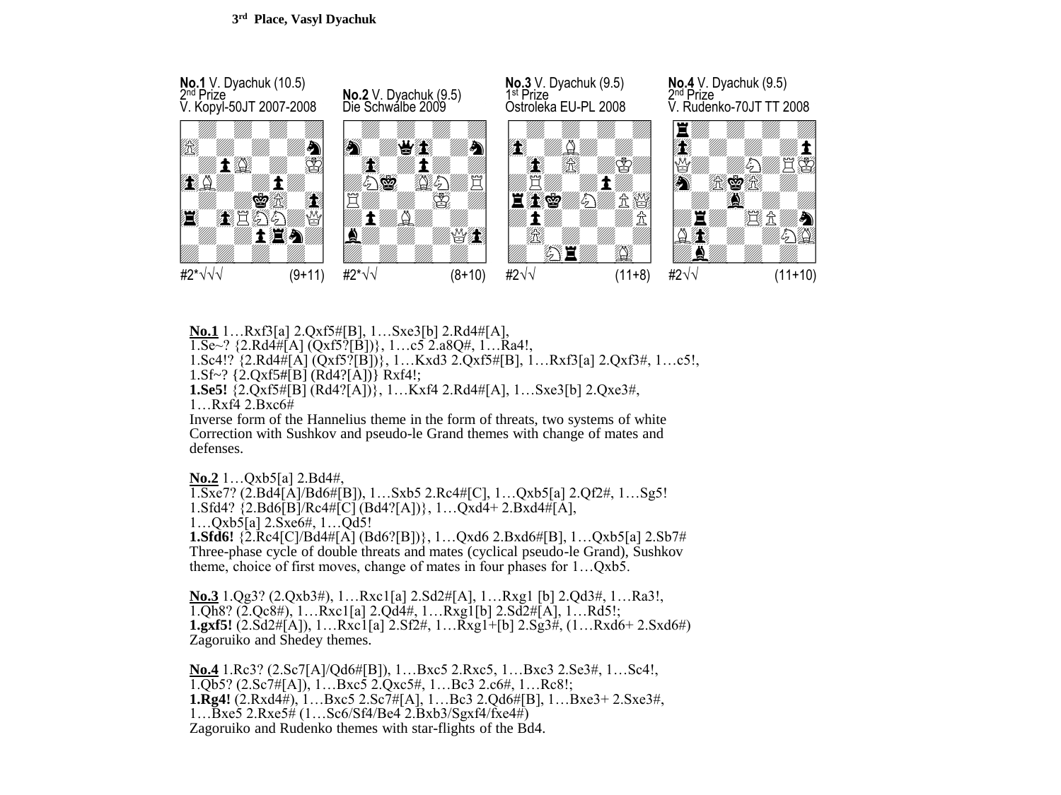### 3rd Place, Vasyl Dyachuk

**No.1** V. Dyachuk (10.5)
2nd Prize
V. Kopyl-50JT 2007-2008

#2*√√√ (9+11)

**No.2** V. Dyachuk (9.5)
Die Schwalbe 2009

#2*√√ (8+10)

**No.3** V. Dyachuk (9.5)
1st Prize
Ostroleka EU-PL 2008

#2√√ (11+8)

**No.4** V. Dyachuk (9.5)
2nd Prize
V. Rudenko-70JT TT 2008

#2√√ (11+10)

**No.1** 1…Rxf3[a] 2.Qxf5#[B], 1…Sxe3[b] 2.Rd4#[A],
1.Se~? {2.Rd4#[A] (Qxf5?[B])}, 1…c5 2.a8Q#, 1…Ra4!,
1.Sc4!? {2.Rd4#[A] (Qxf5?[B])}, 1…Kxd3 2.Qxf5#[B], 1…Rxf3[a] 2.Qxf3#, 1…c5!,
1.Sf~? {2.Qxf5#[B] (Rd4?[A])} Rxf4!;
**1.Se5!** {2.Qxf5#[B] (Rd4?[A])}, 1…Kxf4 2.Rd4#[A], 1…Sxe3[b] 2.Qxe3#,
1…Rxf4 2.Bxc6#
Inverse form of the Hannelius theme in the form of threats, two systems of white Correction with Sushkov and pseudo-le Grand themes with change of mates and defenses.

**No.2** 1…Qxb5[a] 2.Bd4#,
1.Sxe7? (2.Bd4[A]/Bd6#[B]), 1…Sxb5 2.Rc4#[C], 1…Qxb5[a] 2.Qf2#, 1…Sg5!
1.Sfd4? {2.Bd6[B]/Rc4#[C] (Bd4?[A])}, 1…Qxd4+ 2.Bxd4#[A],
1…Qxb5[a] 2.Sxe6#, 1…Qd5!
**1.Sfd6!** {2.Rc4[C]/Bd4#[A] (Bd6?[B])}, 1…Qxd6 2.Bxd6#[B], 1…Qxb5[a] 2.Sb7#
Three-phase cycle of double threats and mates (cyclical pseudo-le Grand), Sushkov theme, choice of first moves, change of mates in four phases for 1…Qxb5.

**No.3** 1.Qg3? (2.Qxb3#), 1…Rxc1[a] 2.Sd2#[A], 1…Rxg1 [b] 2.Qd3#, 1…Ra3!,
1.Qh8? (2.Qc8#), 1…Rxc1[a] 2.Qd4#, 1…Rxg1[b] 2.Sd2#[A], 1…Rd5!;
**1.gxf5!** (2.Sd2#[A]), 1…Rxc1[a] 2.Sf2#, 1…Rxg1+[b] 2.Sg3#, (1…Rxd6+ 2.Sxd6#)
Zagoruiko and Shedey themes.

**No.4** 1.Rc3? (2.Sc7[A]/Qd6#[B]), 1…Bxc5 2.Rxc5, 1…Bxc3 2.Se3#, 1…Sc4!,
1.Qb5? (2.Sc7#[A]), 1…Bxc5 2.Qxc5#, 1…Bc3 2.c6#, 1…Rc8!;
**1.Rg4!** (2.Rxd4#), 1…Bxc5 2.Sc7#[A], 1…Bc3 2.Qd6#[B], 1…Bxe3+ 2.Sxe3#,
1…Bxe5 2.Rxe5# (1…Sc6/Sf4/Be4 2.Bxb3/Sgxf4/fxe4#)
Zagoruiko and Rudenko themes with star-flights of the Bd4.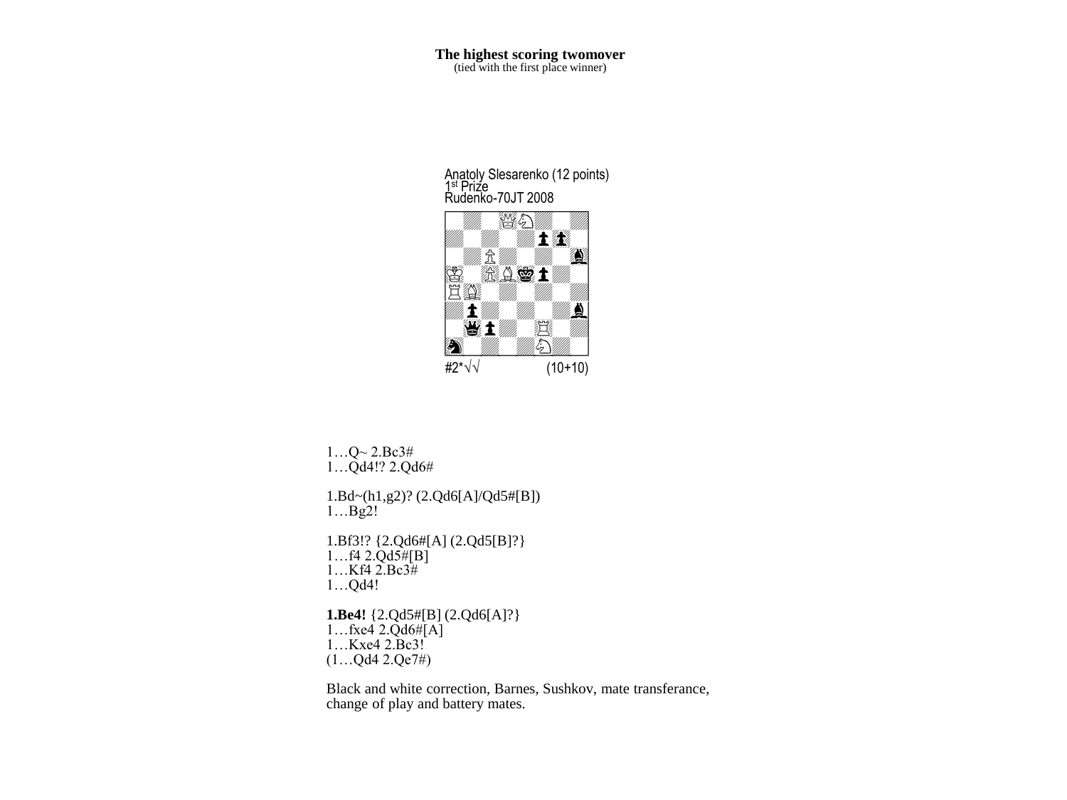**The highest scoring twomover**
(tied with the first place winner)

Anatoly Slesarenko (12 points)
1st Prize
Rudenko-70JT 2008

#2*√√ (10+10)

1…Q~ 2.Bc3#
1…Qd4!? 2.Qd6#

1.Bd~(h1,g2)? (2.Qd6[A]/Qd5#[B])
1…Bg2!

1.Bf3!? {2.Qd6#[A] (2.Qd5[B]?}
1…f4 2.Qd5#[B]
1…Kf4 2.Bc3#
1…Qd4!

**1.Be4!** {2.Qd5#[B] (2.Qd6[A]?}
1…fxe4 2.Qd6#[A]
1…Kxe4 2.Bc3!
(1…Qd4 2.Qe7#)

Black and white correction, Barnes, Sushkov, mate transferance, change of play and battery mates.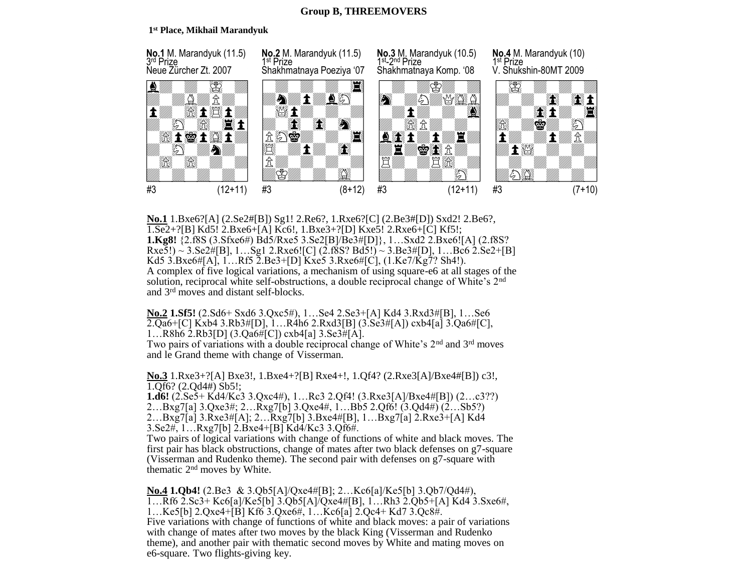## Group B, THREEMOVERS

**1st Place, Mikhail Marandyuk**

**No.1** M. Marandyuk (11.5)
3rd Prize
Neue Zürcher Zt. 2007

#3 (12+11)

**No.2** M. Marandyuk (11.5)
1st Prize
Shakhmatnaya Poeziya '07

#3 (8+12)

**No.3** M. Marandyuk (10.5)
1st-2nd Prize
Shakhmatnaya Komp. '08

#3 (12+11)

**No.4** M. Marandyuk (10)
1st Prize
V. Shukshin-80MT 2009

#3 (7+10)

**No.1** 1.Bxe6?[A] (2.Se2#[B]) Sg1! 2.Re6?, 1.Rxe6?[C] (2.Be3#[D]) Sxd2! 2.Be6?, 1.Se2+?[B] Kd5! 2.Bxe6+[A] Kc6!, 1.Be3+?[D] Kxe5! 2.Rxe6+[C] Kf5!;
**1.Kg8!** {2.f8S (3.Sfxe6#) Bd5/Rxe5 3.Se2[B]/Be3#[D]}, 1…Sxd2 2.Bxe6![A] (2.f8S? Rxe5!) ~ 3.Se2#[B], 1…Sg1 2.Rxe6![C] (2.f8S? Bd5!) ~ 3.Be3#[D], 1…Bc6 2.Se2+[B] Kd5 3.Bxe6#[A], 1…Rf5 2.Be3+[D] Kxe5 3.Rxe6#[C], (1.Ke7/Kg7? Sh4!).
A complex of five logical variations, a mechanism of using square-e6 at all stages of the solution, reciprocal white self-obstructions, a double reciprocal change of White's 2nd and 3rd moves and distant self-blocks.

**No.2** **1.Sf5!** (2.Sd6+ Sxd6 3.Qxc5#), 1…Se4 2.Se3+[A] Kd4 3.Rxd3#[B], 1…Se6 2.Qa6+[C] Kxb4 3.Rb3#[D], 1…R4h6 2.Rxd3[B] (3.Se3#[A]) cxb4[a] 3.Qa6#[C], 1…R8h6 2.Rb3[D] (3.Qa6#[C]) cxb4[a] 3.Se3#[A].
Two pairs of variations with a double reciprocal change of White's 2nd and 3rd moves and le Grand theme with change of Visserman.

**No.3** 1.Rxe3+?[A] Bxe3!, 1.Bxe4+?[B] Rxe4+!, 1.Qf4? (2.Rxe3[A]/Bxe4#[B]) c3!, 1.Qf6? (2.Qd4#) Sb5!;
**1.d6!** (2.Se5+ Kd4/Kc3 3.Qxc4#), 1…Rc3 2.Qf4! (3.Rxe3[A]/Bxe4#[B]) (2…c3??) 2…Bxg7[a] 3.Qxe3#; 2…Rxg7[b] 3.Qxe4#, 1…Bb5 2.Qf6! (3.Qd4#) (2…Sb5?) 2…Bxg7[a] 3.Rxe3#[A]; 2…Rxg7[b] 3.Bxe4#[B], 1…Bxg7[a] 2.Rxe3+[A] Kd4 3.Se2#, 1…Rxg7[b] 2.Bxe4+[B] Kd4/Kc3 3.Qf6#.
Two pairs of logical variations with change of functions of white and black moves. The first pair has black obstructions, change of mates after two black defenses on g7-square (Visserman and Rudenko theme). The second pair with defenses on g7-square with thematic 2nd moves by White.

**No.4** **1.Qb4!** (2.Be3 & 3.Qb5[A]/Qxe4#[B]; 2…Kc6[a]/Ke5[b] 3.Qb7/Qd4#), 1…Rf6 2.Sc3+ Kc6[a]/Ke5[b] 3.Qb5[A]/Qxe4#[B], 1…Rh3 2.Qb5+[A] Kd4 3.Sxe6#, 1…Ke5[b] 2.Qxe4+[B] Kf6 3.Qxe6#, 1…Kc6[a] 2.Qc4+ Kd7 3.Qc8#.
Five variations with change of functions of white and black moves: a pair of variations with change of mates after two moves by the black King (Visserman and Rudenko theme), and another pair with thematic second moves by White and mating moves on e6-square. Two flights-giving key.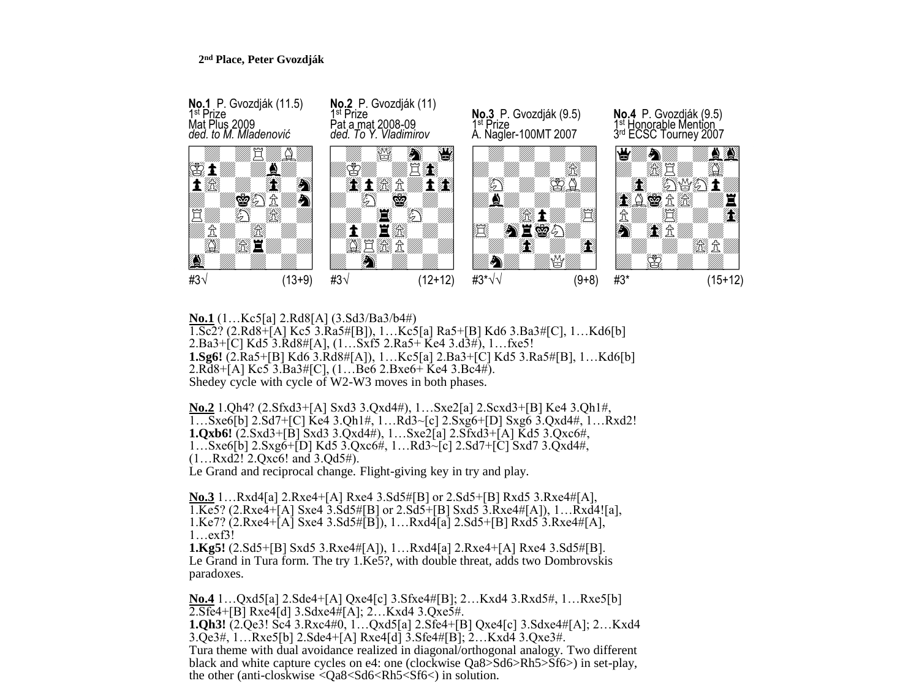**2nd Place, Peter Gvozdják**

**No.1** P. Gvozdják (11.5)
1st Prize
Mat Plus 2009
*ded. to M. Mladenović*

#3√ (13+9)

**No.2** P. Gvozdják (11)
1st Prize
Pat a mat 2008-09
*ded. To Y. Vladimirov*

#3√ (12+12)

**No.3** P. Gvozdják (9.5)
1st Prize
A. Nagler-100MT 2007

#3*√√ (9+8)

**No.4** P. Gvozdják (9.5)
1st Honorable Mention
3rd ECSC Tourney 2007

#3* (15+12)

**No.1** (1…Kc5[a] 2.Rd8[A] (3.Sd3/Ba3/b4#)
1.Sc2? (2.Rd8+[A] Kc5 3.Ra5#[B]), 1…Kc5[a] Ra5+[B] Kd6 3.Ba3#[C], 1…Kd6[b] 2.Ba3+[C] Kd5 3.Rd8#[A], (1…Sxf5 2.Ra5+ Ke4 3.d3#), 1…fxe5!
**1.Sg6!** (2.Ra5+[B] Kd6 3.Rd8#[A]), 1…Kc5[a] 2.Ba3+[C] Kd5 3.Ra5#[B], 1…Kd6[b] 2.Rd8+[A] Kc5 3.Ba3#[C], (1…Be6 2.Bxe6+ Ke4 3.Bc4#).
Shedey cycle with cycle of W2-W3 moves in both phases.

**No.2** 1.Qh4? (2.Sfxd3+[A] Sxd3 3.Qxd4#), 1…Sxe2[a] 2.Scxd3+[B] Ke4 3.Qh1#, 1…Sxe6[b] 2.Sd7+[C] Ke4 3.Qh1#, 1…Rd3~[c] 2.Sxg6+[D] Sxg6 3.Qxd4#, 1…Rxd2!
**1.Qxb6!** (2.Sxd3+[B] Sxd3 3.Qxd4#), 1…Sxe2[a] 2.Sfxd3+[A] Kd5 3.Qxc6#, 1…Sxe6[b] 2.Sxg6+[D] Kd5 3.Qxc6#, 1…Rd3~[c] 2.Sd7+[C] Sxd7 3.Qxd4#, (1…Rxd2! 2.Qxc6! and 3.Qd5#).
Le Grand and reciprocal change. Flight-giving key in try and play.

**No.3** 1…Rxd4[a] 2.Rxe4+[A] Rxe4 3.Sd5#[B] or 2.Sd5+[B] Rxd5 3.Rxe4#[A], 1.Ke5? (2.Rxe4+[A] Sxe4 3.Sd5#[B] or 2.Sd5+[B] Sxd5 3.Rxe4#[A]), 1…Rxd4![a], 1.Ke7? (2.Rxe4+[A] Sxe4 3.Sd5#[B]), 1…Rxd4[a] 2.Sd5+[B] Rxd5 3.Rxe4#[A], 1…exf3!
**1.Kg5!** (2.Sd5+[B] Sxd5 3.Rxe4#[A]), 1…Rxd4[a] 2.Rxe4+[A] Rxe4 3.Sd5#[B].
Le Grand in Tura form. The try 1.Ke5?, with double threat, adds two Dombrovskis paradoxes.

**No.4** 1…Qxd5[a] 2.Sde4+[A] Qxe4[c] 3.Sfxe4#[B]; 2…Kxd4 3.Rxd5#, 1…Rxe5[b] 2.Sfe4+[B] Rxe4[d] 3.Sdxe4#[A]; 2…Kxd4 3.Qxe5#.
**1.Qh3!** (2.Qe3! Sc4 3.Rxc4#0, 1…Qxd5[a] 2.Sfe4+[B] Qxe4[c] 3.Sdxe4#[A]; 2…Kxd4 3.Qe3#, 1…Rxe5[b] 2.Sde4+[A] Rxe4[d] 3.Sfe4#[B]; 2…Kxd4 3.Qxe3#.
Tura theme with dual avoidance realized in diagonal/orthogonal analogy. Two different black and white capture cycles on e4: one (clockwise Qa8>Sd6>Rh5>Sf6>) in set-play, the other (anti-closkwise <Qa8<Sd6<Rh5<Sf6<) in solution.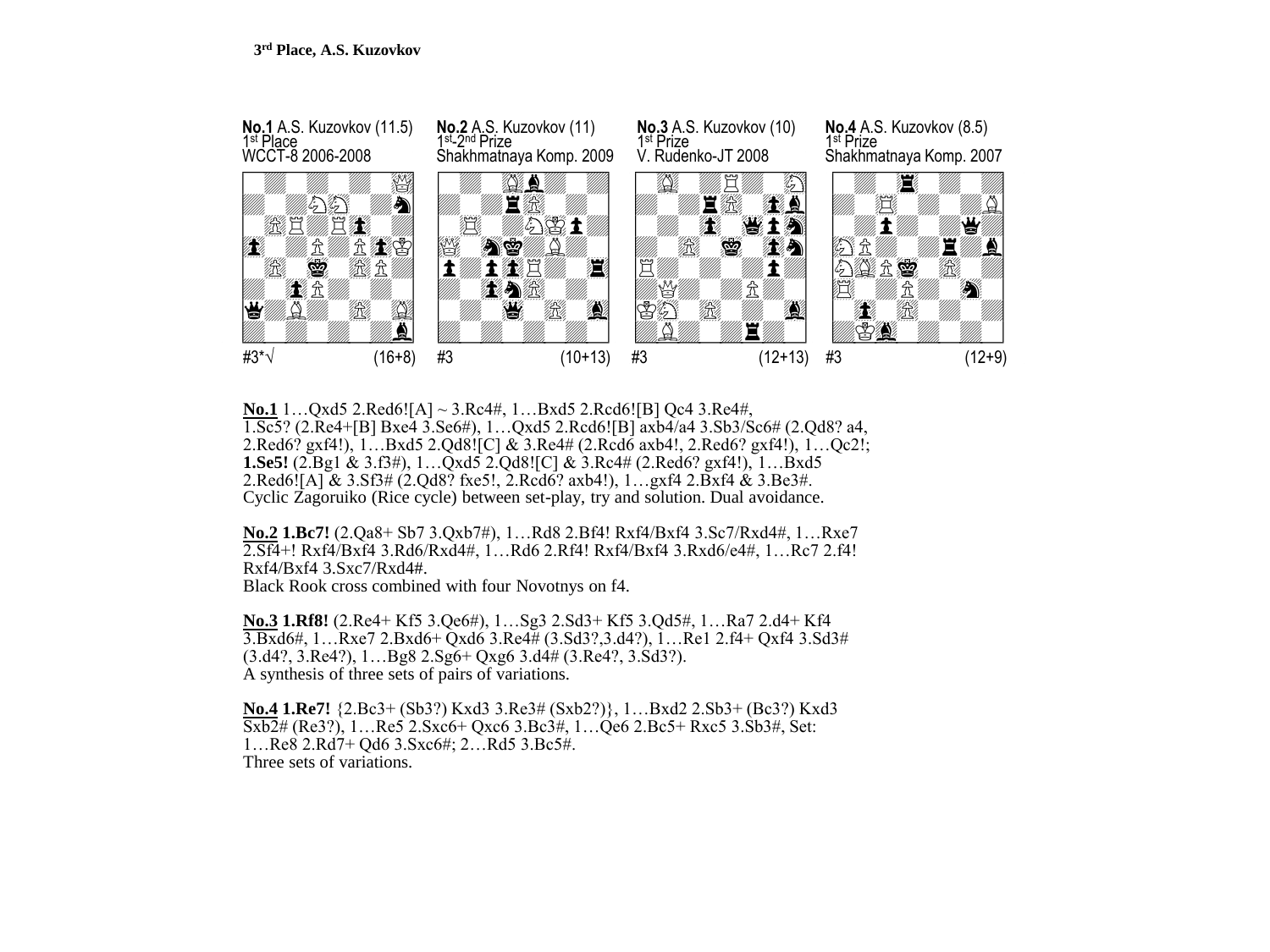**3rd Place, A.S. Kuzovkov**

**No.1** A.S. Kuzovkov (11.5)
1st Place
WCCT-8 2006-2008

#3*√ (16+8)

**No.2** A.S. Kuzovkov (11)
1st-2nd Prize
Shakhmatnaya Komp. 2009

#3 (10+13)

**No.3** A.S. Kuzovkov (10)
1st Prize
V. Rudenko-JT 2008

#3 (12+13)

**No.4** A.S. Kuzovkov (8.5)
1st Prize
Shakhmatnaya Komp. 2007

#3 (12+9)

**No.1** 1…Qxd5 2.Red6![A] ~ 3.Rc4#, 1…Bxd5 2.Rcd6![B] Qc4 3.Re4#, 1.Sc5? (2.Re4+[B] Bxe4 3.Se6#), 1…Qxd5 2.Rcd6![B] axb4/a4 3.Sb3/Sc6# (2.Qd8? a4, 2.Red6? gxf4!), 1…Bxd5 2.Qd8![C] & 3.Re4# (2.Rcd6 axb4!, 2.Red6? gxf4!), 1…Qc2!; **1.Se5!** (2.Bg1 & 3.f3#), 1…Qxd5 2.Qd8![C] & 3.Rc4# (2.Red6? gxf4!), 1…Bxd5 2.Red6![A] & 3.Sf3# (2.Qd8? fxe5!, 2.Rcd6? axb4!), 1…gxf4 2.Bxf4 & 3.Be3#.
Cyclic Zagoruiko (Rice cycle) between set-play, try and solution. Dual avoidance.

**No.2** **1.Bc7!** (2.Qa8+ Sb7 3.Qxb7#), 1…Rd8 2.Bf4! Rxf4/Bxf4 3.Sc7/Rxd4#, 1…Rxe7 2.Sf4+! Rxf4/Bxf4 3.Rd6/Rxd4#, 1…Rd6 2.Rf4! Rxf4/Bxf4 3.Rxd6/e4#, 1…Rc7 2.f4! Rxf4/Bxf4 3.Sxc7/Rxd4#.
Black Rook cross combined with four Novotnys on f4.

**No.3** **1.Rf8!** (2.Re4+ Kf5 3.Qe6#), 1…Sg3 2.Sd3+ Kf5 3.Qd5#, 1…Ra7 2.d4+ Kf4 3.Bxd6#, 1…Rxe7 2.Bxd6+ Qxd6 3.Re4# (3.Sd3?,3.d4?), 1…Re1 2.f4+ Qxf4 3.Sd3# (3.d4?, 3.Re4?), 1…Bg8 2.Sg6+ Qxg6 3.d4# (3.Re4?, 3.Sd3?).
A synthesis of three sets of pairs of variations.

**No.4** **1.Re7!** {2.Bc3+ (Sb3?) Kxd3 3.Re3# (Sxb2?)}, 1…Bxd2 2.Sb3+ (Bc3?) Kxd3 Sxb2# (Re3?), 1…Re5 2.Sxc6+ Qxc6 3.Bc3#, 1…Qe6 2.Bc5+ Rxc5 3.Sb3#, Set: 1…Re8 2.Rd7+ Qd6 3.Sxc6#; 2…Rd5 3.Bc5#.
Three sets of variations.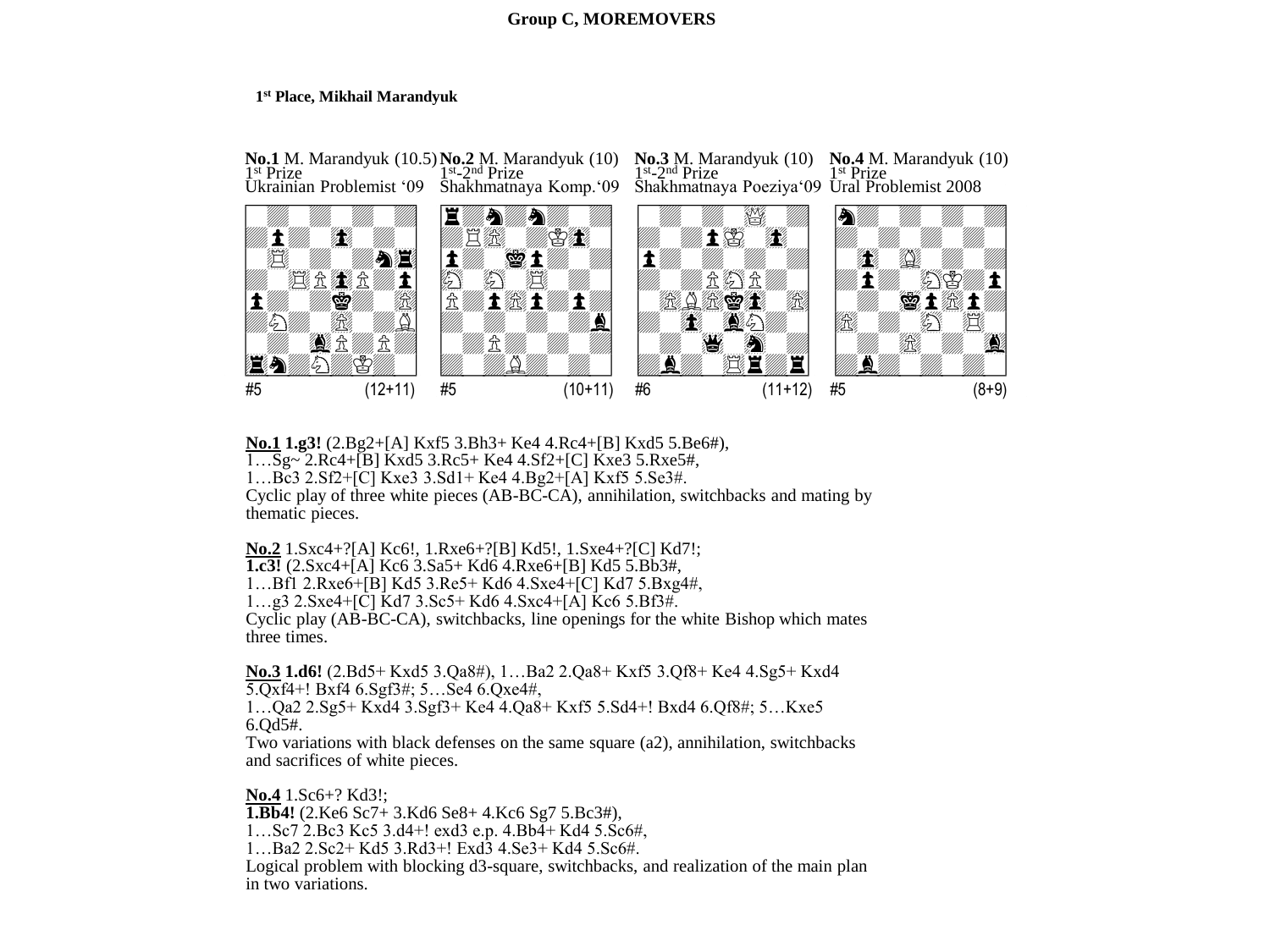**Group C, MOREMOVERS**

**1st Place, Mikhail Marandyuk**

**No.1** M. Marandyuk (10.5)
1st Prize
Ukrainian Problemist '09

#5 (12+11)

**No.2** M. Marandyuk (10)
1st-2nd Prize
Shakhmatnaya Komp.'09

#5 (10+11)

**No.3** M. Marandyuk (10)
1st-2nd Prize
Shakhmatnaya Poeziya'09

#6 (11+12)

**No.4** M. Marandyuk (10)
1st Prize
Ural Problemist 2008

#5 (8+9)

**No.1** **1.g3!** (2.Bg2+[A] Kxf5 3.Bh3+ Ke4 4.Rc4+[B] Kxd5 5.Be6#),
1…Sg~ 2.Rc4+[B] Kxd5 3.Rc5+ Ke4 4.Sf2+[C] Kxe3 5.Rxe5#,
1…Bc3 2.Sf2+[C] Kxe3 3.Sd1+ Ke4 4.Bg2+[A] Kxf5 5.Se3#.
Cyclic play of three white pieces (AB-BC-CA), annihilation, switchbacks and mating by thematic pieces.

**No.2** 1.Sxc4+?[A] Kc6!, 1.Rxe6+?[B] Kd5!, 1.Sxe4+?[C] Kd7!;
**1.c3!** (2.Sxc4+[A] Kc6 3.Sa5+ Kd6 4.Rxe6+[B] Kd5 5.Bb3#,
1…Bf1 2.Rxe6+[B] Kd5 3.Re5+ Kd6 4.Sxe4+[C] Kd7 5.Bxg4#,
1…g3 2.Sxe4+[C] Kd7 3.Sc5+ Kd6 4.Sxc4+[A] Kc6 5.Bf3#.
Cyclic play (AB-BC-CA), switchbacks, line openings for the white Bishop which mates three times.

**No.3** **1.d6!** (2.Bd5+ Kxd5 3.Qa8#), 1…Ba2 2.Qa8+ Kxf5 3.Qf8+ Ke4 4.Sg5+ Kxd4 5.Qxf4+! Bxf4 6.Sgf3#; 5…Se4 6.Qxe4#,
1…Qa2 2.Sg5+ Kxd4 3.Sgf3+ Ke4 4.Qa8+ Kxf5 5.Sd4+! Bxd4 6.Qf8#; 5…Kxe5 6.Qd5#.
Two variations with black defenses on the same square (a2), annihilation, switchbacks and sacrifices of white pieces.

**No.4** 1.Sc6+? Kd3!;
**1.Bb4!** (2.Ke6 Sc7+ 3.Kd6 Se8+ 4.Kc6 Sg7 5.Bc3#),
1…Sc7 2.Bc3 Kc5 3.d4+! exd3 e.p. 4.Bb4+ Kd4 5.Sc6#,
1…Ba2 2.Sc2+ Kd5 3.Rd3+! Exd3 4.Se3+ Kd4 5.Sc6#.
Logical problem with blocking d3-square, switchbacks, and realization of the main plan in two variations.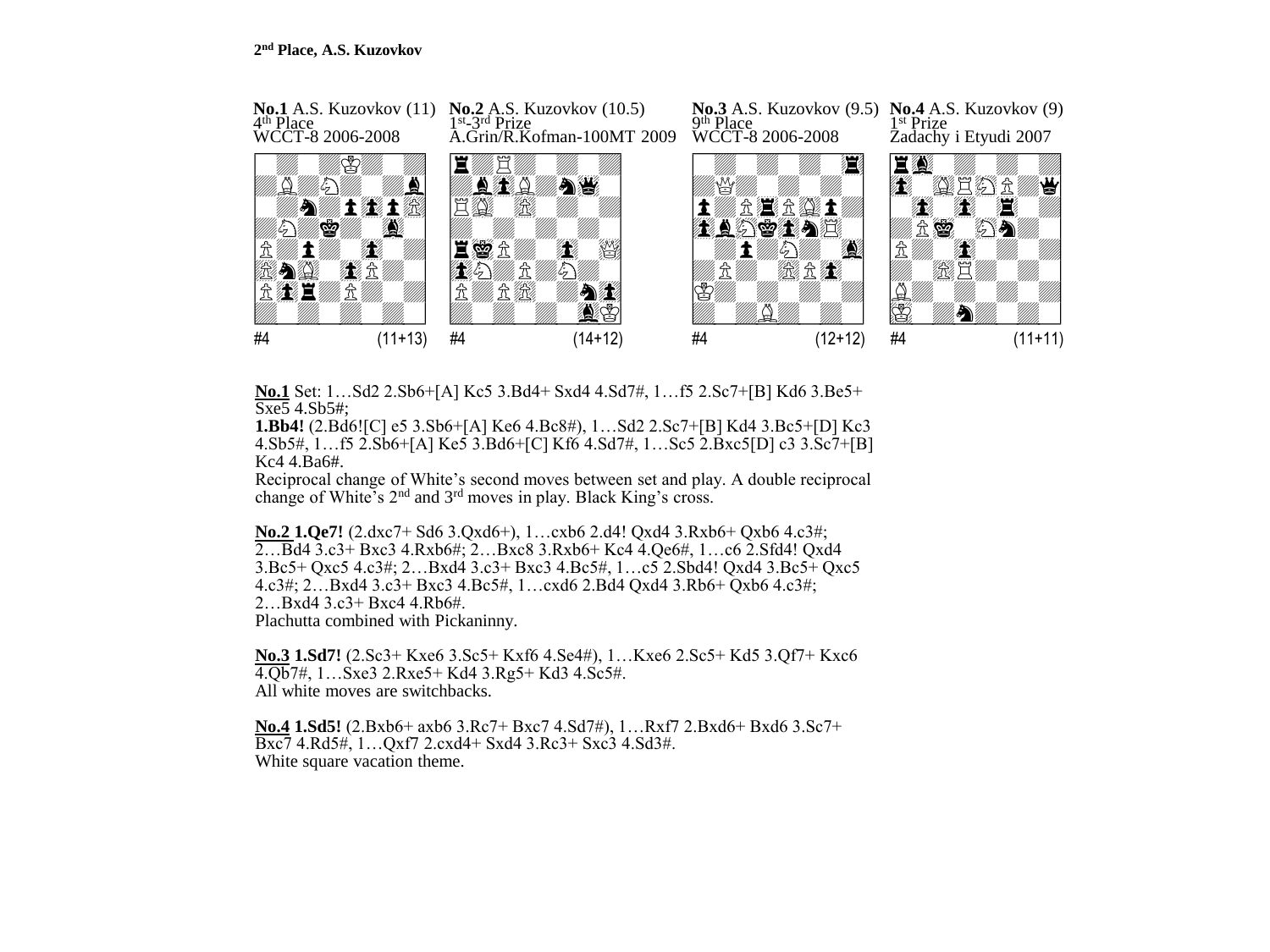**2nd Place, A.S. Kuzovkov**

**No.1** A.S. Kuzovkov (11)
4th Place
WCCT-8 2006-2008

#4 (11+13)

**No.2** A.S. Kuzovkov (10.5)
1st-3rd Prize
A.Grin/R.Kofman-100MT 2009

#4 (14+12)

**No.3** A.S. Kuzovkov (9.5)
9th Place
WCCT-8 2006-2008

#4 (12+12)

**No.4** A.S. Kuzovkov (9)
1st Prize
Zadachy i Etyudi 2007

#4 (11+11)

**No.1** Set: 1…Sd2 2.Sb6+[A] Kc5 3.Bd4+ Sxd4 4.Sd7#, 1…f5 2.Sc7+[B] Kd6 3.Be5+ Sxe5 4.Sb5#;
**1.Bb4!** (2.Bd6![C] e5 3.Sb6+[A] Ke6 4.Bc8#), 1…Sd2 2.Sc7+[B] Kd4 3.Bc5+[D] Kc3 4.Sb5#, 1…f5 2.Sb6+[A] Ke5 3.Bd6+[C] Kf6 4.Sd7#, 1…Sc5 2.Bxc5[D] c3 3.Sc7+[B] Kc4 4.Ba6#.
Reciprocal change of White's second moves between set and play. A double reciprocal change of White's 2nd and 3rd moves in play. Black King's cross.

**No.2 1.Qe7!** (2.dxc7+ Sd6 3.Qxd6+), 1…cxb6 2.d4! Qxd4 3.Rxb6+ Qxb6 4.c3#; 2…Bd4 3.c3+ Bxc3 4.Rxb6#; 2…Bxc8 3.Rxb6+ Kc4 4.Qe6#, 1…c6 2.Sfd4! Qxd4 3.Bc5+ Qxc5 4.c3#; 2…Bxd4 3.c3+ Bxc3 4.Bc5#, 1…c5 2.Sbd4! Qxd4 3.Bc5+ Qxc5 4.c3#; 2…Bxd4 3.c3+ Bxc3 4.Bc5#, 1…cxd6 2.Bd4 Qxd4 3.Rb6+ Qxb6 4.c3#; 2…Bxd4 3.c3+ Bxc4 4.Rb6#.
Plachutta combined with Pickaninny.

**No.3 1.Sd7!** (2.Sc3+ Kxe6 3.Sc5+ Kxf6 4.Se4#), 1…Kxe6 2.Sc5+ Kd5 3.Qf7+ Kxc6 4.Qb7#, 1…Sxe3 2.Rxe5+ Kd4 3.Rg5+ Kd3 4.Sc5#.
All white moves are switchbacks.

**No.4 1.Sd5!** (2.Bxb6+ axb6 3.Rc7+ Bxc7 4.Sd7#), 1…Rxf7 2.Bxd6+ Bxd6 3.Sc7+ Bxc7 4.Rd5#, 1…Qxf7 2.cxd4+ Sxd4 3.Rc3+ Sxc3 4.Sd3#.
White square vacation theme.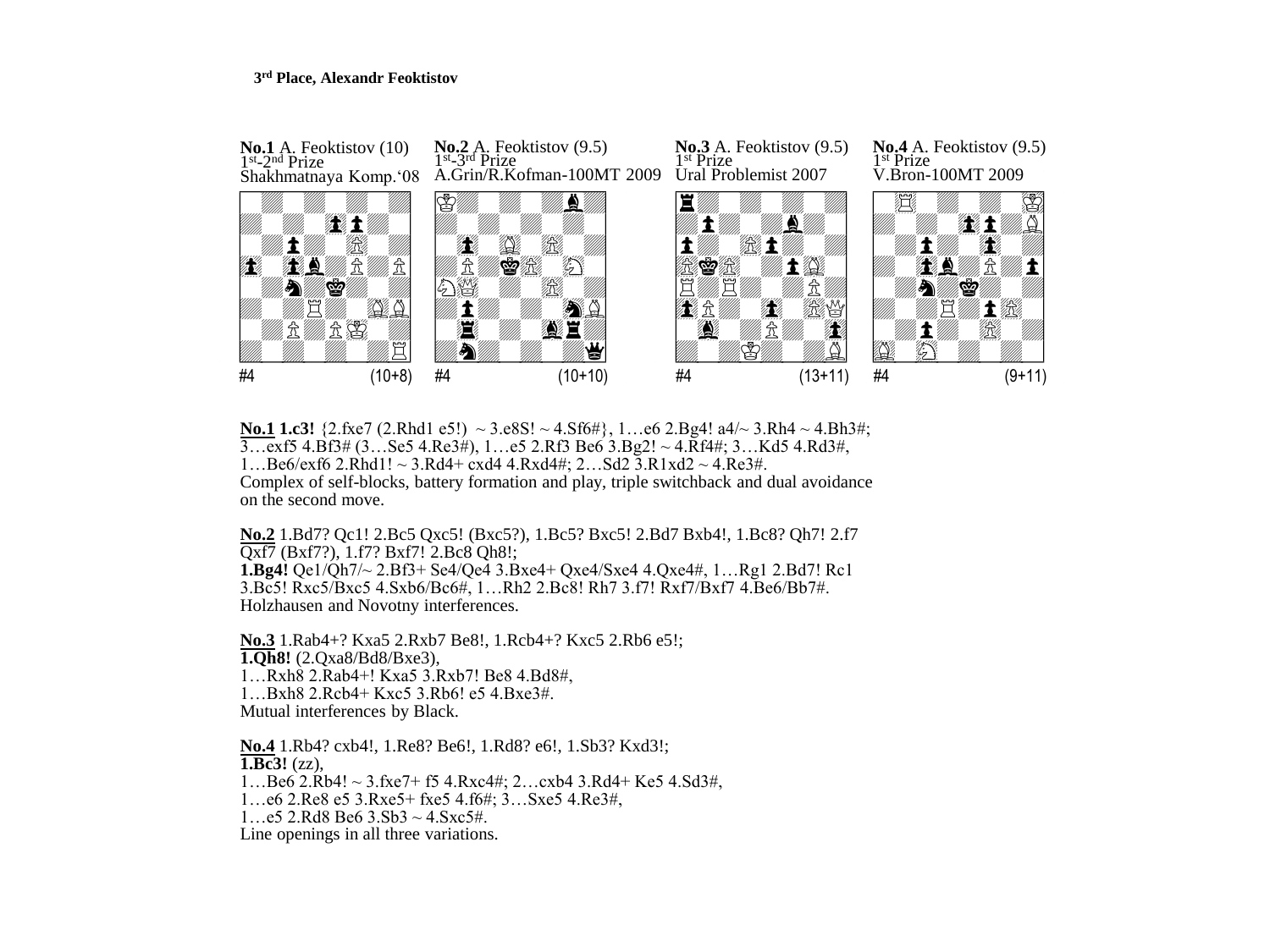**3rd Place, Alexandr Feoktistov**

**No.1** A. Feoktistov (10)
1st-2nd Prize
Shakhmatnaya Komp.'08

#4 (10+8)

**No.2** A. Feoktistov (9.5)
1st-3rd Prize
A.Grin/R.Kofman-100MT 2009

#4 (10+10)

**No.3** A. Feoktistov (9.5)
1st Prize
Ural Problemist 2007

#4 (13+11)

**No.4** A. Feoktistov (9.5)
1st Prize
V.Bron-100MT 2009

#4 (9+11)

**No.1** **1.c3!** {2.fxe7 (2.Rhd1 e5!) ~ 3.e8S! ~ 4.Sf6#}, 1…e6 2.Bg4! a4/~ 3.Rh4 ~ 4.Bh3#; 3…exf5 4.Bf3# (3…Se5 4.Re3#), 1…e5 2.Rf3 Be6 3.Bg2! ~ 4.Rf4#; 3…Kd5 4.Rd3#, 1…Be6/exf6 2.Rhd1! ~ 3.Rd4+ cxd4 4.Rxd4#; 2…Sd2 3.R1xd2 ~ 4.Re3#.
Complex of self-blocks, battery formation and play, triple switchback and dual avoidance on the second move.

**No.2** 1.Bd7? Qc1! 2.Bc5 Qxc5! (Bxc5?), 1.Bc5? Bxc5! 2.Bd7 Bxb4!, 1.Bc8? Qh7! 2.f7 Qxf7 (Bxf7?), 1.f7? Bxf7! 2.Bc8 Qh8!;
**1.Bg4!** Qe1/Qh7/~ 2.Bf3+ Se4/Qe4 3.Bxe4+ Qxe4/Sxe4 4.Qxe4#, 1…Rg1 2.Bd7! Rc1 3.Bc5! Rxc5/Bxc5 4.Sxb6/Bc6#, 1…Rh2 2.Bc8! Rh7 3.f7! Rxf7/Bxf7 4.Be6/Bb7#.
Holzhausen and Novotny interferences.

**No.3** 1.Rab4+? Kxa5 2.Rxb7 Be8!, 1.Rcb4+? Kxc5 2.Rb6 e5!;
**1.Qh8!** (2.Qxa8/Bd8/Bxe3),
1…Rxh8 2.Rab4+! Kxa5 3.Rxb7! Be8 4.Bd8#,
1…Bxh8 2.Rcb4+ Kxc5 3.Rb6! e5 4.Bxe3#.
Mutual interferences by Black.

**No.4** 1.Rb4? cxb4!, 1.Re8? Be6!, 1.Rd8? e6!, 1.Sb3? Kxd3!;
**1.Bc3!** (zz),
1…Be6 2.Rb4! ~ 3.fxe7+ f5 4.Rxc4#; 2…cxb4 3.Rd4+ Ke5 4.Sd3#,
1…e6 2.Re8 e5 3.Rxe5+ fxe5 4.f6#; 3…Sxe5 4.Re3#,
1…e5 2.Rd8 Be6 3.Sb3 ~ 4.Sxc5#.
Line openings in all three variations.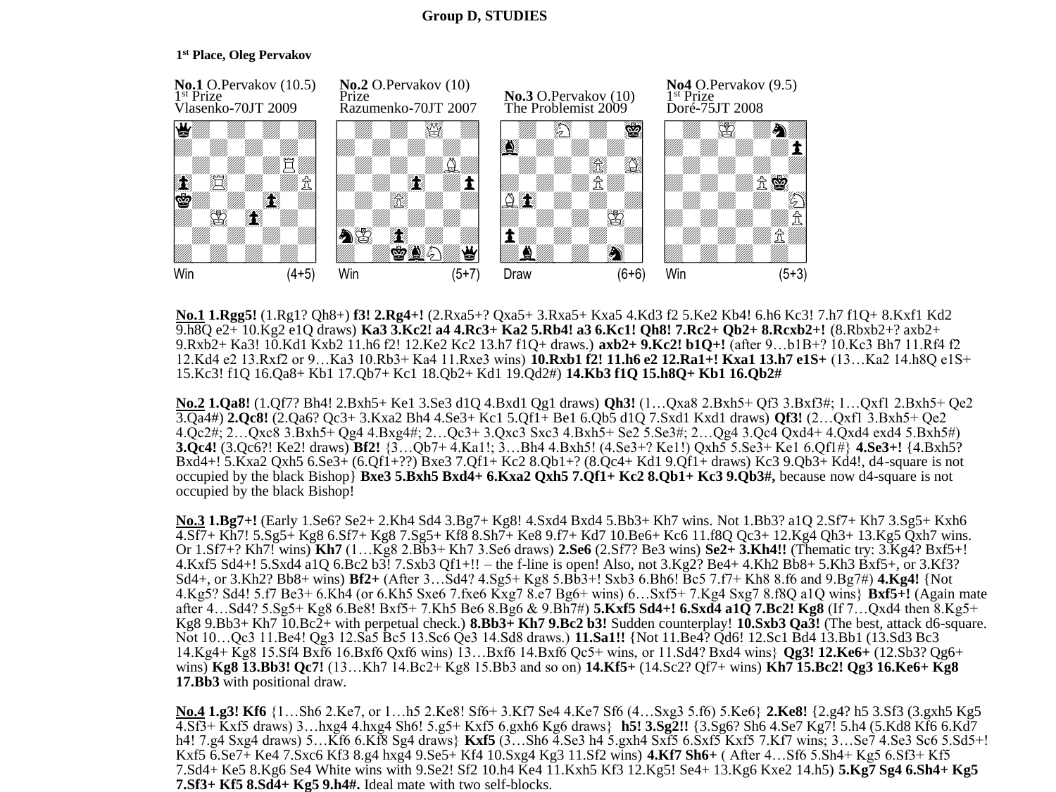**Group D, STUDIES**

**1st Place, Oleg Pervakov**

| **No.1** O.Pervakov (10.5) | **No.2** O.Pervakov (10) | **No.3** O.Pervakov (10) | **No4** O.Pervakov (9.5) |
|---|---|---|---|
| 1st Prize | Prize | The Problemist 2009 | 1st Prize |
| Vlasenko-70JT 2009 | Razumenko-70JT 2007 | | Doré-75JT 2008 |
| Win (4+5) | Win (5+7) | Draw (6+6) | Win (5+3) |

**No.1 1.Rgg5!** (1.Rg1? Qh8+) **f3! 2.Rg4+!** (2.Rxa5+? Qxa5+ 3.Rxa5+ Kxa5 4.Kd3 f2 5.Ke2 Kb4! 6.h6 Kc3! 7.h7 f1Q+ 8.Kxf1 Kd2 9.h8Q e2+ 10.Kg2 e1Q draws) **Ka3 3.Kc2! a4 4.Rc3+ Ka2 5.Rb4! a3 6.Kc1! Qh8! 7.Rc2+ Qb2+ 8.Rcxb2+!** (8.Rbxb2+? axb2+ 9.Rxb2+ Ka3! 10.Kd1 Kxb2 11.h6 f2! 12.Ke2 Kc2 13.h7 f1Q+ draws.) **axb2+ 9.Kc2! b1Q+!** (after 9…b1B+? 10.Kc3 Bh7 11.Rf4 f2 12.Kd4 e2 13.Rxf2 or 9…Ka3 10.Rb3+ Ka4 11.Rxe3 wins) **10.Rxb1 f2! 11.h6 e2 12.Ra1+! Kxa1 13.h7 e1S+** (13…Ka2 14.h8Q e1S+ 15.Kc3! f1Q 16.Qa8+ Kb1 17.Qb7+ Kc1 18.Qb2+ Kd1 19.Qd2#) **14.Kb3 f1Q 15.h8Q+ Kb1 16.Qb2#**

**No.2 1.Qa8!** (1.Qf7? Bh4! 2.Bxh5+ Ke1 3.Se3 d1Q 4.Bxd1 Qg1 draws) **Qh3!** (1…Qxa8 2.Bxh5+ Qf3 3.Bxf3#; 1…Qxf1 2.Bxh5+ Qe2 3.Qa4#) **2.Qc8!** (2.Qa6? Qc3+ 3.Kxa2 Bh4 4.Se3+ Kc1 5.Qf1+ Be1 6.Qb5 d1Q 7.Sxd1 Kxd1 draws) **Qf3!** (2…Qxf1 3.Bxh5+ Qe2 4.Qc2+#; 2…Qxc8 3.Bxh5+ Qg4 4.Bxg4#; 2…Qc3+ 3.Qxc3 Sxc3 4.Bxh5+ Se2 5.Se3#; 2…Qg4 3.Qc4 Qxd4+ 4.Qxd4 exd4 5.Bxh5#) **3.Qc4!** (3.Qc6?! Ke2! draws) **Bf2!** {3…Qb7+ 4.Ka1!; 3…Bh4 4.Bxh5! (4.Se3+? Ke1!) Qxh5 5.Se3+ Ke1 6.Qf1#} **4.Se3+!** {4.Bxh5? Bxd4+! 5.Kxa2 Qxh5 6.Se3+ (6.Qf1+??) Bxe3 7.Qf1+ Kc2 8.Qb1+? (8.Qc4+ Kd1 9.Qf1+ draws) Kc3 9.Qb3+ Kd4!, d4-square is not occupied by the black Bishop} **Bxe3 5.Bxh5 Bxd4+ 6.Kxa2 Qxh5 7.Qf1+ Kc2 8.Qb1+ Kc3 9.Qb3#,** because now d4-square is not occupied by the black Bishop!

**No.3 1.Bg7+!** (Early 1.Se6? Se2+ 2.Kh4 Sd4 3.Bg7+ Kg8! 4.Sxd4 Bxd4 5.Bb3+ Kh7 wins. Not 1.Bb3? a1Q 2.Sf7+ Kh7 3.Sg5+ Kxh6 4.Sf7+ Kh7! 5.Sg5+ Kg8 6.Sf7+ Kg8 7.Sg5+ Kf8 8.Sh7+ Ke8 9.f7+ Kd7 10.Be6+ Kc6 11.f8Q Qc3+ 12.Kg4 Qh3+ 13.Kg5 Qxh7 wins. Or 1.Sf7+? Kh7! wins) **Kh7** (1…Kg8 2.Bb3+ Kh7 3.Se6 draws) **2.Se6** (2.Sf7? Be3 wins) **Se2+ 3.Kh4!!** (Thematic try: 3.Kg4? Bxf5+! 4.Kxf5 Sd4+! 5.Sxd4 a1Q 6.Bc2 b3! 7.Sxb3 Qf1+!! – the f-line is open! Also, not 3.Kg2? Be4+ 4.Kh2 Bb8+ 5.Kh3 Bxf5+, or 3.Kf3? Sd4+, or 3.Kh2? Bb8+ wins) **Bf2+** (After 3…Sd4? 4.Sg5+ Kg8 5.Bb3+! Sxb3 6.Bh6! Bc5 7.f7+ Kh8 8.f6 and 9.Bg7#) **4.Kg4!** {Not 4.Kg5? Sd4! 5.f7 Be3+ 6.Kh4 (or 6.Kh5 Sxe6 7.fxe6 Kxg7 8.e7 Bg6+ wins) 6…Sxf5+ 7.Kg4 Sxg7 8.f8Q a1Q wins} **Bxf5+!** (Again mate after 4…Sd4? 5.Sg5+ Kg8 6.Be8! Bxf5+ 7.Kh5 Be6 8.Bg6 & 9.Bh7#) **5.Kxf5 Sd4+! 6.Sxd4 a1Q 7.Bc2! Kg8** (If 7…Qxd4 then 8.Kg5+ Kg8 9.Bb3+ Kh7 10.Bc2+ with perpetual check.) **8.Bb3+ Kh7 9.Bc2 b3!** Sudden counterplay! **10.Sxb3 Qa3!** (The best, attack d6-square. Not 10…Qc3 11.Be4! Qg3 12.Sa5 Bc5 13.Sc6 Qe3 14.Sd8 draws.) **11.Sa1!!** {Not 11.Be4? Qd6! 12.Sc1 Bd4 13.Bb1 (13.Sd3 Bc3 14.Kg4+ Kg8 15.Sf4 Bxf6 16.Bxf6 Qxf6 wins) 13…Bxf6 14.Bxf6 Qc5+ wins, or 11.Sd4? Bxd4 wins} **Qg3! 12.Ke6+** (12.Sb3? Qg6+ wins) **Kg8 13.Bb3! Qc7!** (13…Kh7 14.Bc2+ Kg8 15.Bb3 and so on) **14.Kf5+** (14.Sc2? Qf7+ wins) **Kh7 15.Bc2! Qg3 16.Ke6+ Kg8 17.Bb3** with positional draw.

**No.4 1.g3! Kf6** {1…Sh6 2.Ke7, or 1…h5 2.Ke8! Sf6+ 3.Kf7 Se4 4.Ke7 Sf6 (4…Sxg3 5.f6) 5.Ke6} **2.Ke8!** {2.g4? h5 3.Sf3 (3.gxh5 Kg5 4.Sf3+ Kxf5 draws) 3…hxg4 4.hxg4 Sh6! 5.g5+ Kxf5 6.gxh6 Kg6 draws} **h5! 3.Sg2!!** {3.Sg6? Sh6 4.Se7 Kg7! 5.h4 (5.Kd8 Kf6 6.Kd7 h4! 7.g4 Sxg4 draws) 5…Kf6 6.Kf8 Sg4 draws} **Kxf5** (3…Sh6 4.Se3 h4 5.gxh4 Sxf5 6.Sxf5 Kxf5 7.Kf7 wins; 3…Se7 4.Se3 Sc6 5.Sd5+! Kxf5 6.Se7+ Ke4 7.Sxc6 Kf3 8.g4 hxg4 9.Se5+ Kf4 10.Sxg4 Kg3 11.Sf2 wins) **4.Kf7 Sh6+** ( After 4…Sf6 5.Sh4+ Kg5 6.Sf3+ Kf5 7.Sd4+ Ke5 8.Kg6 Se4 White wins with 9.Se2! Sf2 10.h4 Ke4 11.Kxh5 Kf3 12.Kg5! Se4+ 13.Kg6 Kxe2 14.h5) **5.Kg7 Sg4 6.Sh4+ Kg5 7.Sf3+ Kf5 8.Sd4+ Kg5 9.h4#.** Ideal mate with two self-blocks.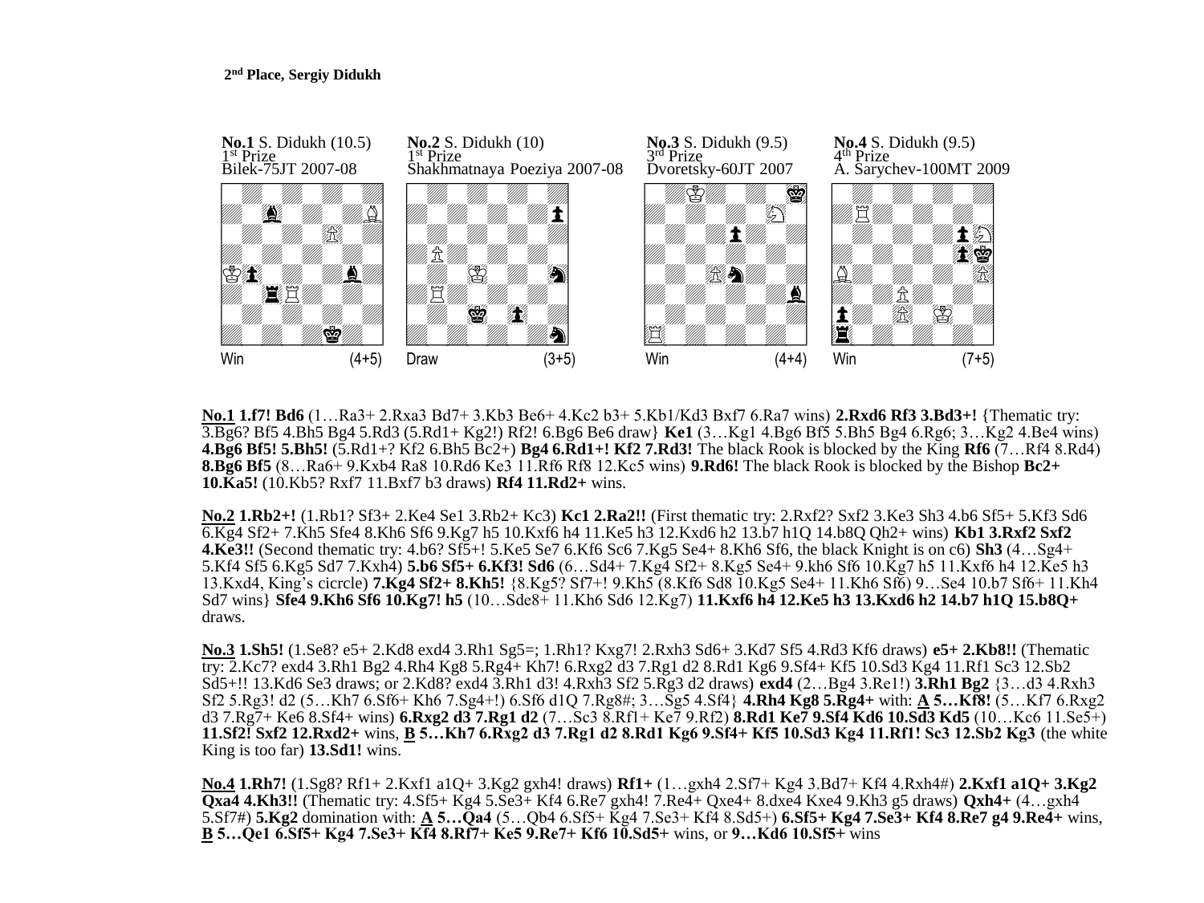**2nd Place, Sergiy Didukh**

**No.1** S. Didukh (10.5)
1st Prize
Bilek-75JT 2007-08

Win (4+5)

**No.2** S. Didukh (10)
1st Prize
Shakhmatnaya Poeziya 2007-08

Draw (3+5)

**No.3** S. Didukh (9.5)
3rd Prize
Dvoretsky-60JT 2007

Win (4+4)

**No.4** S. Didukh (9.5)
4th Prize
A. Sarychev-100MT 2009

Win (7+5)

**No.1** **1.f7! Bd6** (1…Ra3+ 2.Rxa3 Bd7+ 3.Kb3 Be6+ 4.Kc2 b3+ 5.Kb1/Kd3 Bxf7 6.Ra7 wins) **2.Rxd6 Rf3 3.Bd3+!** {Thematic try: 3.Bg6? Bf5 4.Bh5 Bg4 5.Rd3 (5.Rd1+ Kg2!) Rf2! 6.Bg6 Be6 draw} **Ke1** (3…Kg1 4.Bg6 Bf5 5.Bh5 Bg4 6.Rg6; 3…Kg2 4.Be4 wins) **4.Bg6 Bf5! 5.Bh5!** (5.Rd1+? Kf2 6.Bh5 Bc2+) **Bg4 6.Rd1+! Kf2 7.Rd3!** The black Rook is blocked by the King **Rf6** (7…Rf4 8.Rd4) **8.Bg6 Bf5** (8…Ra6+ 9.Kxb4 Ra8 10.Rd6 Ke3 11.Rf6 Rf8 12.Kc5 wins) **9.Rd6!** The black Rook is blocked by the Bishop **Bc2+ 10.Ka5!** (10.Kb5? Rxf7 11.Bxf7 b3 draws) **Rf4 11.Rd2+** wins.

**No.2** **1.Rb2+!** (1.Rb1? Sf3+ 2.Ke4 Se1 3.Rb2+ Kc3) **Kc1 2.Ra2!!** (First thematic try: 2.Rxf2? Sxf2 3.Ke3 Sh3 4.b6 Sf5+ 5.Kf3 Sd6 6.Kg4 Sf2+ 7.Kh5 Sfe4 8.Kh6 Sf6 9.Kg7 h5 10.Kxf6 h4 11.Ke5 h3 12.Kxd6 h2 13.b7 h1Q 14.b8Q Qh2+ wins) **Kb1 3.Rxf2 Sxf2 4.Ke3!!** (Second thematic try: 4.b6? Sf5+! 5.Ke5 Se7 6.Kf6 Sc6 7.Kg5 Se4+ 8.Kh6 Sf6, the black Knight is on c6) **Sh3** (4…Sg4+ 5.Kf4 Sf5 6.Kg5 Sd7 7.Kxh4) **5.b6 Sf5+ 6.Kf3! Sd6** (6…Sd4+ 7.Kg4 Sf2+ 8.Kg5 Se4+ 9.kh6 Sf6 10.Kg7 h5 11.Kxf6 h4 12.Ke5 h3 13.Kxd4, King's cicrcle) **7.Kg4 Sf2+ 8.Kh5!** {8.Kg5? Sf7+! 9.Kh5 (8.Kf6 Sd8 10.Kg5 Se4+ 11.Kh6 Sf6) 9…Se4 10.b7 Sf6+ 11.Kh4 Sd7 wins} **Sfe4 9.Kh6 Sf6 10.Kg7! h5** (10…Sde8+ 11.Kh6 Sd6 12.Kg7) **11.Kxf6 h4 12.Ke5 h3 13.Kxd6 h2 14.b7 h1Q 15.b8Q+** draws.

**No.3** **1.Sh5!** (1.Se8? e5+ 2.Kd8 exd4 3.Rh1 Sg5=; 1.Rh1? Kxg7! 2.Rxh3 Sd6+ 3.Kd7 Sf5 4.Rd3 Kf6 draws) **e5+ 2.Kb8!!** (Thematic try: 2.Kc7? exd4 3.Rh1 Bg2 4.Rh4 Kg8 5.Rg4+ Kh7! 6.Rxg2 d3 7.Rg1 d2 8.Rd1 Kg6 9.Sf4+ Kf5 10.Sd3 Kg4 11.Rf1 Sc3 12.Sb2 Sd5+!! 13.Kd6 Se3 draws; or 2.Kd8? exd4 3.Rh1 d3! 4.Rxh3 Sf2 5.Rg3 d2 draws) **exd4** (2…Bg4 3.Re1!) **3.Rh1 Bg2** {3…d3 4.Rxh3 Sf2 5.Rg3! d2 (5…Kh7 6.Sf6+ Kh6 7.Sg4+!) 6.Sf6 d1Q 7.Rg8#; 3…Sg5 4.Sf4} **4.Rh4 Kg8 5.Rg4+** with: **A 5…Kf8!** (5…Kf7 6.Rxg2 d3 7.Rg7+ Ke6 8.Sf4+ wins) **6.Rxg2 d3 7.Rg1 d2** (7…Sc3 8.Rf1+ Ke7 9.Rf2) **8.Rd1 Ke7 9.Sf4 Kd6 10.Sd3 Kd5** (10…Kc6 11.Se5+) **11.Sf2! Sxf2 12.Rxd2+** wins, **B 5…Kh7 6.Rxg2 d3 7.Rg1 d2 8.Rd1 Kg6 9.Sf4+ Kf5 10.Sd3 Kg4 11.Rf1! Sc3 12.Sb2 Kg3** (the white King is too far) **13.Sd1!** wins.

**No.4** **1.Rh7!** (1.Sg8? Rf1+ 2.Kxf1 a1Q+ 3.Kg2 gxh4! draws) **Rf1+** (1…gxh4 2.Sf7+ Kg4 3.Bd7+ Kf4 4.Rxh4#) **2.Kxf1 a1Q+ 3.Kg2 Qxa4 4.Kh3!!** (Thematic try: 4.Sf5+ Kg4 5.Se3+ Kf4 6.Re7 gxh4! 7.Re4+ Qxe4+ 8.dxe4 Kxe4 9.Kh3 g5 draws) **Qxh4+** (4…gxh4 5.Sf7#) **5.Kg2** domination with: **A 5…Qa4** (5…Qb4 6.Sf5+ Kg4 7.Se3+ Kf4 8.Sd5+) **6.Sf5+ Kg4 7.Se3+ Kf4 8.Re7 g4 9.Re4+** wins, **B 5…Qe1 6.Sf5+ Kg4 7.Se3+ Kf4 8.Rf7+ Ke5 9.Re7+ Kf6 10.Sd5+** wins, or **9…Kd6 10.Sf5+** wins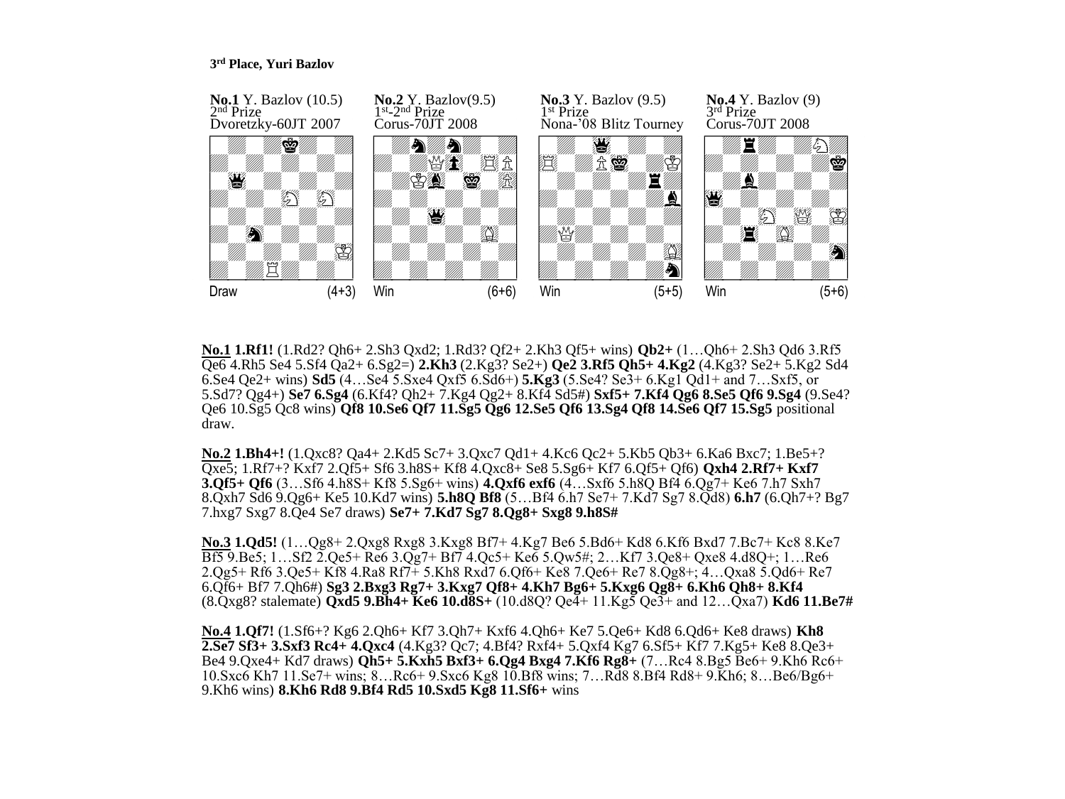**3rd Place, Yuri Bazlov**

**No.1** Y. Bazlov (10.5)
2nd Prize
Dvoretzky-60JT 2007

Draw (4+3)

**No.2** Y. Bazlov(9.5)
1st-2nd Prize
Corus-70JT 2008

Win (6+6)

**No.3** Y. Bazlov (9.5)
1st Prize
Nona-'08 Blitz Tourney

Win (5+5)

**No.4** Y. Bazlov (9)
3rd Prize
Corus-70JT 2008

Win (5+6)

**No.1 1.Rf1!** (1.Rd2? Qh6+ 2.Sh3 Qxd2; 1.Rd3? Qf2+ 2.Kh3 Qf5+ wins) **Qb2+** (1…Qh6+ 2.Sh3 Qd6 3.Rf5 Qe6 4.Rh5 Se4 5.Sf4 Qa2+ 6.Sg2=) **2.Kh3** (2.Kg3? Se2+) **Qe2 3.Rf5 Qh5+ 4.Kg2** (4.Kg3? Se2+ 5.Kg2 Sd4 6.Se4 Qe2+ wins) **Sd5** (4…Se4 5.Sxe4 Qxf5 6.Sd6+) **5.Kg3** (5.Se4? Se3+ 6.Kg1 Qd1+ and 7…Sxf5, or 5.Sd7? Qg4+) **Se7 6.Sg4** (6.Kf4? Qh2+ 7.Kg4 Qg2+ 8.Kf4 Sd5#) **Sxf5+ 7.Kf4 Qg6 8.Se5 Qf6 9.Sg4** (9.Se4? Qe6 10.Sg5 Qc8 wins) **Qf8 10.Se6 Qf7 11.Sg5 Qg6 12.Se5 Qf6 13.Sg4 Qf8 14.Se6 Qf7 15.Sg5** positional draw.

**No.2 1.Bh4+!** (1.Qxc8? Qa4+ 2.Kd5 Sc7+ 3.Qxc7 Qd1+ 4.Kc6 Qc2+ 5.Kb5 Qb3+ 6.Ka6 Bxc7; 1.Be5+? Qxe5; 1.Rf7+? Kxf7 2.Qf5+ Sf6 3.h8S+ Kf8 4.Qxc8+ Se8 5.Sg6+ Kf7 6.Qf5+ Qf6) **Qxh4 2.Rf7+ Kxf7 3.Qf5+ Qf6** (3…Sf6 4.h8S+ Kf8 5.Sg6+ wins) **4.Qxf6 exf6** (4…Sxf6 5.h8Q Bf4 6.Qg7+ Ke6 7.h7 Sxh7 8.Qxh7 Sd6 9.Qg6+ Ke5 10.Kd7 wins) **5.h8Q Bf8** (5…Bf4 6.h7 Se7+ 7.Kd7 Sg7 8.Qd8) **6.h7** (6.Qh7+? Bg7 7.hxg7 Sxg7 8.Qe4 Se7 draws) **Se7+ 7.Kd7 Sg7 8.Qg8+ Sxg8 9.h8S#**

**No.3 1.Qd5!** (1…Qg8+ 2.Qxg8 Rxg8 3.Kxg8 Bf7+ 4.Kg7 Be6 5.Bd6+ Kd8 6.Kf6 Bxd7 7.Bc7+ Kc8 8.Ke7 Bf5 9.Be5; 1…Sf2 2.Qe5+ Re6 3.Qg7+ Bf7 4.Qc5+ Ke6 5.Qw5#; 2…Kf7 3.Qe8+ Qxe8 4.d8Q+; 1…Re6 2.Qg5+ Rf6 3.Qe5+ Kf8 4.Ra8 Rf7+ 5.Kh8 Rxd7 6.Qf6+ Ke8 7.Qe6+ Re7 8.Qg8+; 4…Qxa8 5.Qd6+ Re7 6.Qf6+ Bf7 7.Qh6#) **Sg3 2.Bxg3 Rg7+ 3.Kxg7 Qf8+ 4.Kh7 Bg6+ 5.Kxg6 Qg8+ 6.Kh6 Qh8+ 8.Kf4** (8.Qxg8? stalemate) **Qxd5 9.Bh4+ Ke6 10.d8S+** (10.d8Q? Qe4+ 11.Kg5 Qe3+ and 12…Qxa7) **Kd6 11.Be7#**

**No.4 1.Qf7!** (1.Sf6+? Kg6 2.Qh6+ Kf7 3.Qh7+ Kxf6 4.Qh6+ Ke7 5.Qe6+ Kd8 6.Qd6+ Ke8 draws) **Kh8 2.Se7 Sf3+ 3.Sxf3 Rc4+ 4.Qxc4** (4.Kg3? Qc7; 4.Bf4? Rxf4+ 5.Qxf4 Kg7 6.Sf5+ Kf7 7.Kg5+ Ke8 8.Qe3+ Be4 9.Qxe4+ Kd7 draws) **Qh5+ 5.Kxh5 Bxf3+ 6.Qg4 Bxg4 7.Kf6 Rg8+** (7…Rc4 8.Bg5 Be6+ 9.Kh6 Rc6+ 10.Sxc6 Kh7 11.Se7+ wins; 8…Rc6+ 9.Sxc6 Kg8 10.Bf8 wins; 7…Rd8 8.Bf4 Rd8+ 9.Kh6; 8…Be6/Bg6+ 9.Kh6 wins) **8.Kh6 Rd8 9.Bf4 Rd5 10.Sxd5 Kg8 11.Sf6+** wins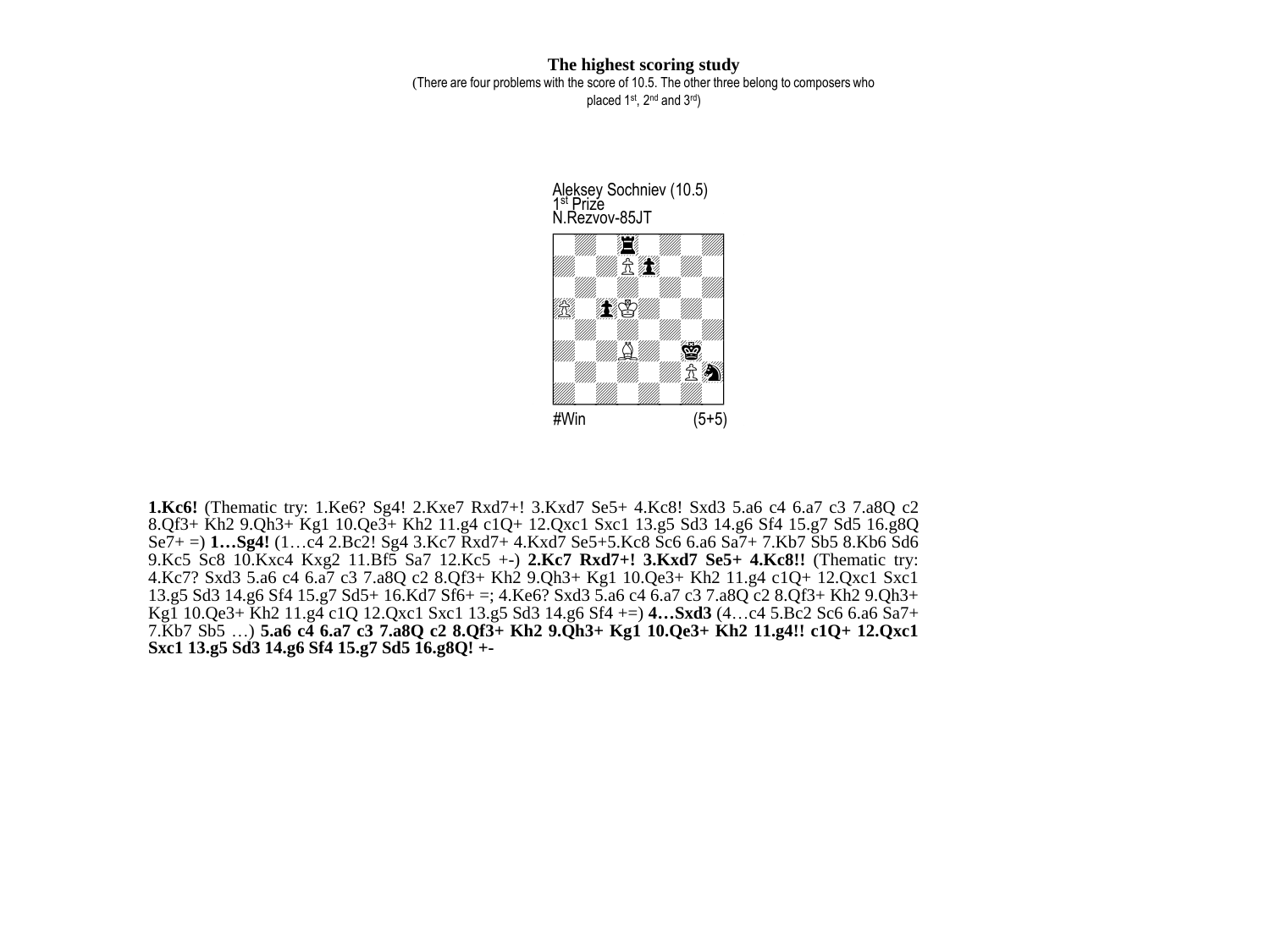## The highest scoring study

(There are four problems with the score of 10.5. The other three belong to composers who placed 1st, 2nd and 3rd)

Aleksey Sochniev (10.5)
1st Prize
N.Rezvov-85JT

#Win (5+5)

**1.Kc6!** (Thematic try: 1.Ke6? Sg4! 2.Kxe7 Rxd7+! 3.Kxd7 Se5+ 4.Kc8! Sxd3 5.a6 c4 6.a7 c3 7.a8Q c2 8.Qf3+ Kh2 9.Qh3+ Kg1 10.Qe3+ Kh2 11.g4 c1Q+ 12.Qxc1 Sxc1 13.g5 Sd3 14.g6 Sf4 15.g7 Sd5 16.g8Q Se7+ =) **1…Sg4!** (1…c4 2.Bc2! Sg4 3.Kc7 Rxd7+ 4.Kxd7 Se5+5.Kc8 Sc6 6.a6 Sa7+ 7.Kb7 Sb5 8.Kb6 Sd6 9.Kc5 Sc8 10.Kxc4 Kxg2 11.Bf5 Sa7 12.Kc5 +-) **2.Kc7 Rxd7+! 3.Kxd7 Se5+ 4.Kc8!!** (Thematic try: 4.Kc7? Sxd3 5.a6 c4 6.a7 c3 7.a8Q c2 8.Qf3+ Kh2 9.Qh3+ Kg1 10.Qe3+ Kh2 11.g4 c1Q+ 12.Qxc1 Sxc1 13.g5 Sd3 14.g6 Sf4 15.g7 Sd5+ 16.Kd7 Sf6+ =; 4.Ke6? Sxd3 5.a6 c4 6.a7 c3 7.a8Q c2 8.Qf3+ Kh2 9.Qh3+ Kg1 10.Qe3+ Kh2 11.g4 c1Q 12.Qxc1 Sxc1 13.g5 Sd3 14.g6 Sf4 +=) **4…Sxd3** (4…c4 5.Bc2 Sc6 6.a6 Sa7+ 7.Kb7 Sb5 …) **5.a6 c4 6.a7 c3 7.a8Q c2 8.Qf3+ Kh2 9.Qh3+ Kg1 10.Qe3+ Kh2 11.g4!! c1Q+ 12.Qxc1 Sxc1 13.g5 Sd3 14.g6 Sf4 15.g7 Sd5 16.g8Q! +-**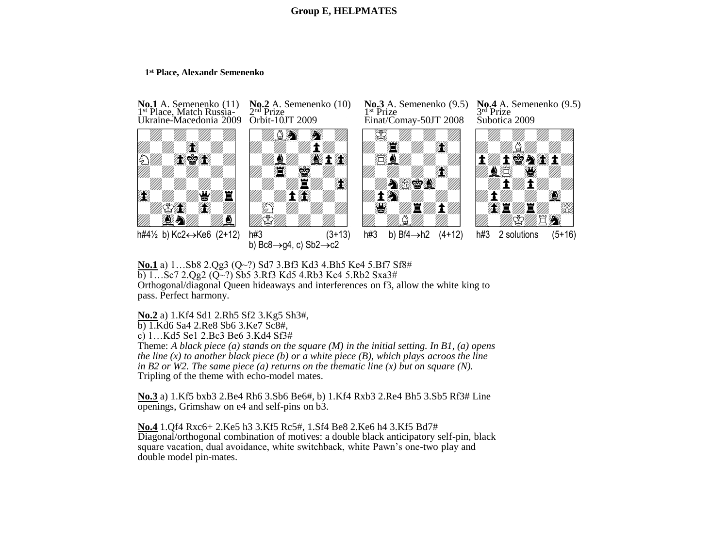**Group E, HELPMATES**

**1st Place, Alexandr Semenenko**

**No.1** A. Semenenko (11)
1st Place, Match Russia-Ukraine-Macedonia 2009

h#4½ b) Kc2↔Ke6 (2+12)

**No.2** A. Semenenko (10)
2nd Prize
Orbit-10JT 2009

h#3 (3+13)
b) Bc8→g4, c) Sb2→c2

**No.3** A. Semenenko (9.5)
1st Prize
Einat/Comay-50JT 2008

h#3 b) Bf4→h2 (4+12)

**No.4** A. Semenenko (9.5)
3rd Prize
Subotica 2009

h#3 2 solutions (5+16)

**No.1** a) 1…Sb8 2.Qg3 (Q~?) Sd7 3.Bf3 Kd3 4.Bh5 Ke4 5.Bf7 Sf8#
b) 1…Sc7 2.Qg2 (Q~?) Sb5 3.Rf3 Kd5 4.Rb3 Kc4 5.Rb2 Sxa3#
Orthogonal/diagonal Queen hideaways and interferences on f3, allow the white king to pass. Perfect harmony.

**No.2** a) 1.Kf4 Sd1 2.Rh5 Sf2 3.Kg5 Sh3#,
b) 1.Kd6 Sa4 2.Re8 Sb6 3.Ke7 Sc8#,
c) 1…Kd5 Se1 2.Bc3 Be6 3.Kd4 Sf3#
Theme: *A black piece (a) stands on the square (M) in the initial setting. In B1, (a) opens the line (x) to another black piece (b) or a white piece (B), which plays acroos the line in B2 or W2. The same piece (a) returns on the thematic line (x) but on square (N).*
Tripling of the theme with echo-model mates.

**No.3** a) 1.Kf5 bxb3 2.Be4 Rh6 3.Sb6 Be6#, b) 1.Kf4 Rxb3 2.Re4 Bh5 3.Sb5 Rf3# Line openings, Grimshaw on e4 and self-pins on b3.

**No.4** 1.Qf4 Rxc6+ 2.Ke5 h3 3.Kf5 Rc5#, 1.Sf4 Be8 2.Ke6 h4 3.Kf5 Bd7#
Diagonal/orthogonal combination of motives: a double black anticipatory self-pin, black square vacation, dual avoidance, white switchback, white Pawn's one-two play and double model pin-mates.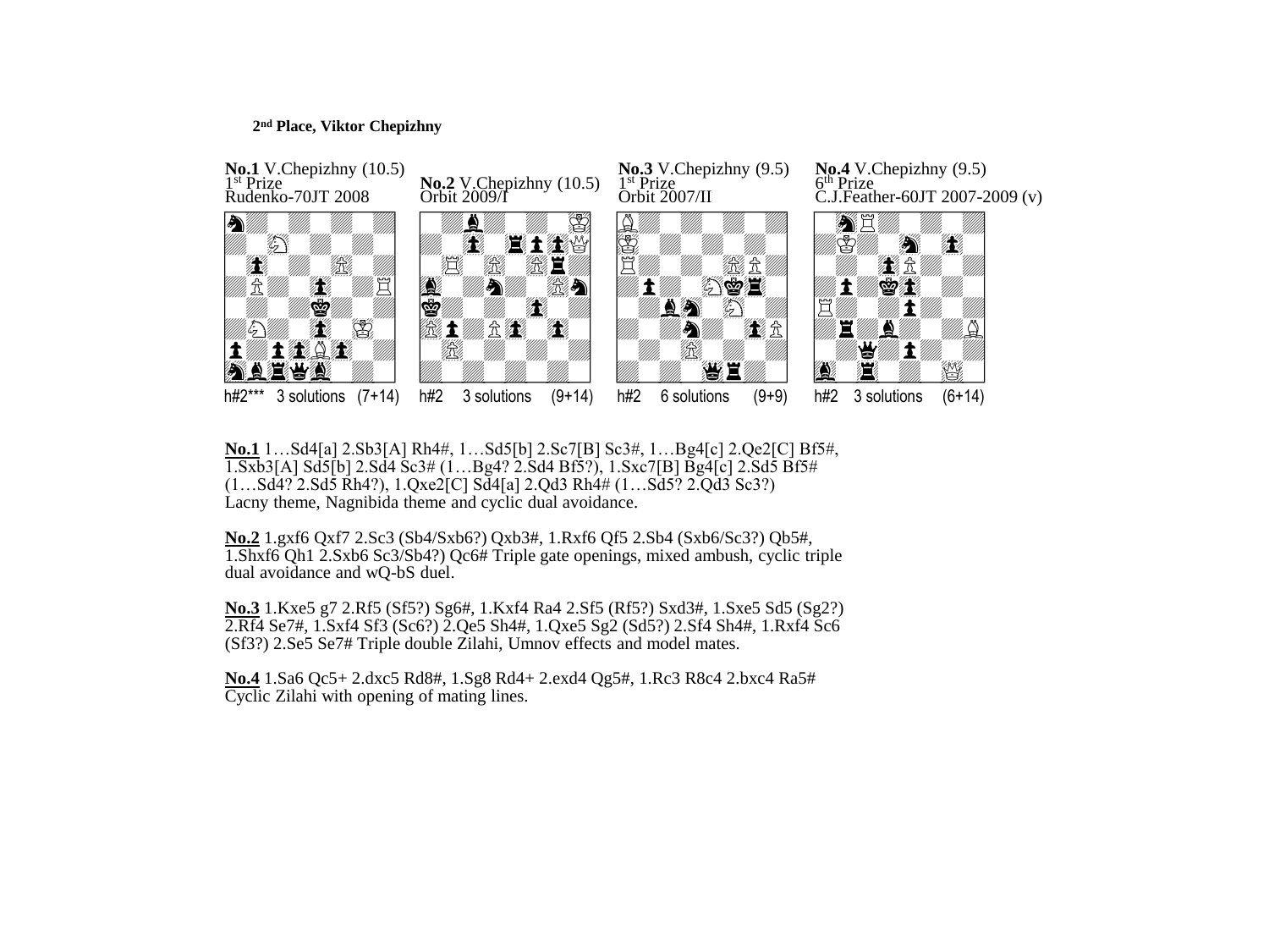**2[nd] Place, Viktor Chepizhny**

**No.1** V.Chepizhny (10.5)
1[st] Prize
Rudenko-70JT 2008

h#2*** 3 solutions (7+14)

**No.2** V.Chepizhny (10.5)
Orbit 2009/I

h#2 3 solutions (9+14)

**No.3** V.Chepizhny (9.5)
1[st] Prize
Orbit 2007/II

h#2 6 solutions (9+9)

**No.4** V.Chepizhny (9.5)
6[th] Prize
C.J.Feather-60JT 2007-2009 (v)

h#2 3 solutions (6+14)

**No.1** 1…Sd4[a] 2.Sb3[A] Rh4#, 1…Sd5[b] 2.Sc7[B] Sc3#, 1…Bg4[c] 2.Qe2[C] Bf5#, 1.Sxb3[A] Sd5[b] 2.Sd4 Sc3# (1…Bg4? 2.Sd4 Bf5?), 1.Sxc7[B] Bg4[c] 2.Sd5 Bf5# (1…Sd4? 2.Sd5 Rh4?), 1.Qxe2[C] Sd4[a] 2.Qd3 Rh4# (1…Sd5? 2.Qd3 Sc3?)
Lacny theme, Nagnibida theme and cyclic dual avoidance.

**No.2** 1.gxf6 Qxf7 2.Sc3 (Sb4/Sxb6?) Qxb3#, 1.Rxf6 Qf5 2.Sb4 (Sxb6/Sc3?) Qb5#, 1.Shxf6 Qh1 2.Sxb6 Sc3/Sb4?) Qc6# Triple gate openings, mixed ambush, cyclic triple dual avoidance and wQ-bS duel.

**No.3** 1.Kxe5 g7 2.Rf5 (Sf5?) Sg6#, 1.Kxf4 Ra4 2.Sf5 (Rf5?) Sxd3#, 1.Sxe5 Sd5 (Sg2?) 2.Rf4 Se7#, 1.Sxf4 Sf3 (Sc6?) 2.Qe5 Sh4#, 1.Qxe5 Sg2 (Sd5?) 2.Sf4 Sh4#, 1.Rxf4 Sc6 (Sf3?) 2.Se5 Se7# Triple double Zilahi, Umnov effects and model mates.

**No.4** 1.Sa6 Qc5+ 2.dxc5 Rd8#, 1.Sg8 Rd4+ 2.exd4 Qg5#, 1.Rc3 R8c4 2.bxc4 Ra5#
Cyclic Zilahi with opening of mating lines.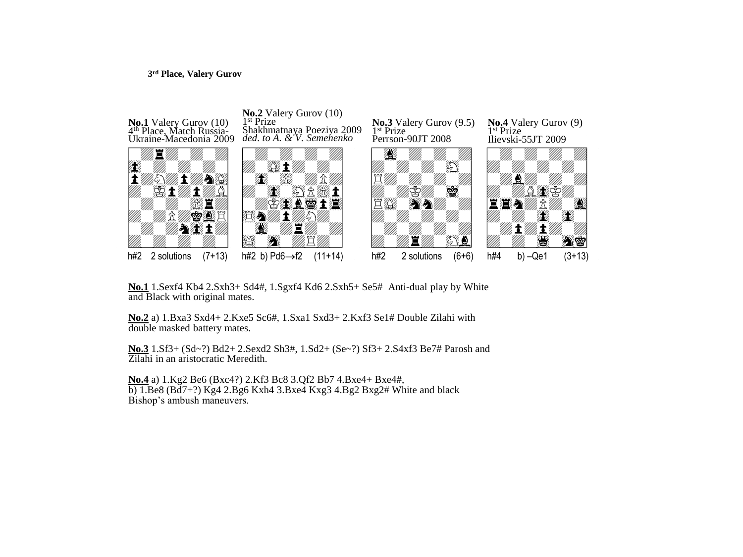**3rd Place, Valery Gurov**

**No.1** Valery Gurov (10)
4th Place, Match Russia-Ukraine-Macedonia 2009

h#2 2 solutions (7+13)

**No.2** Valery Gurov (10)
1st Prize
Shakhmatnaya Poeziya 2009
*ded. to A. & V. Semenenko*

h#2 b) Pd6→f2 (11+14)

**No.3** Valery Gurov (9.5)
1st Prize
Perrson-90JT 2008

h#2 2 solutions (6+6)

**No.4** Valery Gurov (9)
1st Prize
Ilievski-55JT 2009

h#4 b) –Qe1 (3+13)

**No.1** 1.Sexf4 Kb4 2.Sxh3+ Sd4#, 1.Sgxf4 Kd6 2.Sxh5+ Se5# Anti-dual play by White and Black with original mates.

**No.2** a) 1.Bxa3 Sxd4+ 2.Kxe5 Sc6#, 1.Sxa1 Sxd3+ 2.Kxf3 Se1# Double Zilahi with double masked battery mates.

**No.3** 1.Sf3+ (Sd~?) Bd2+ 2.Sexd2 Sh3#, 1.Sd2+ (Se~?) Sf3+ 2.S4xf3 Be7# Parosh and Zilahi in an aristocratic Meredith.

**No.4** a) 1.Kg2 Be6 (Bxc4?) 2.Kf3 Bc8 3.Qf2 Bb7 4.Bxe4+ Bxe4#,
b) 1.Be8 (Bd7+?) Kg4 2.Bg6 Kxh4 3.Bxe4 Kxg3 4.Bg2 Bxg2# White and black Bishop's ambush maneuvers.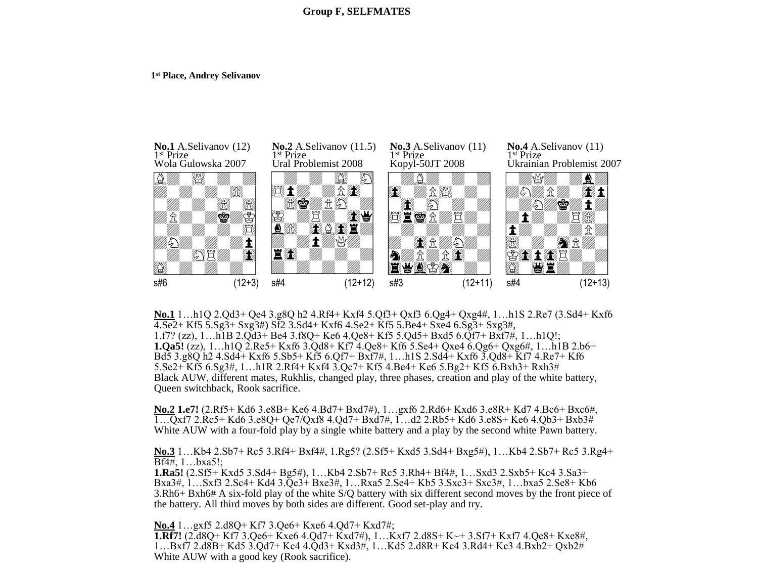**Group F, SELFMATES**

**1st Place, Andrey Selivanov**

**No.1** A.Selivanov (12)
1st Prize
Wola Gulowska 2007

s#6 (12+3)

**No.2** A.Selivanov (11.5)
1st Prize
Ural Problemist 2008

s#4 (12+12)

**No.3** A.Selivanov (11)
1st Prize
Kopyl-50JT 2008

s#3 (12+11)

**No.4** A.Selivanov (11)
1st Prize
Ukrainian Problemist 2007

s#4 (12+13)

**No.1** 1…h1Q 2.Qd3+ Qe4 3.g8Q h2 4.Rf4+ Kxf4 5.Qf3+ Qxf3 6.Qg4+ Qxg4#, 1…h1S 2.Re7 (3.Sd4+ Kxf6 4.Se2+ Kf5 5.Sg3+ Sxg3#) Sf2 3.Sd4+ Kxf6 4.Se2+ Kf5 5.Be4+ Sxe4 6.Sg3+ Sxg3#,
1.f7? (zz), 1…h1B 2.Qd3+ Be4 3.f8Q+ Ke6 4.Qe8+ Kf5 5.Qd5+ Bxd5 6.Qf7+ Bxf7#, 1…h1Q!;
**1.Qa5!** (zz), 1…h1Q 2.Re5+ Kxf6 3.Qd8+ Kf7 4.Qe8+ Kf6 5.Se4+ Qxe4 6.Qg6+ Qxg6#, 1…h1B 2.b6+ Bd5 3.g8Q h2 4.Sd4+ Kxf6 5.Sb5+ Kf5 6.Qf7+ Bxf7#, 1…h1S 2.Sd4+ Kxf6 3.Qd8+ Kf7 4.Re7+ Kf6 5.Se2+ Kf5 6.Sg3#, 1…h1R 2.Rf4+ Kxf4 3.Qc7+ Kf5 4.Be4+ Ke6 5.Bg2+ Kf5 6.Bxh3+ Rxh3#
Black AUW, different mates, Rukhlis, changed play, three phases, creation and play of the white battery, Queen switchback, Rook sacrifice.

**No.2** **1.e7!** (2.Rf5+ Kd6 3.e8B+ Ke6 4.Bd7+ Bxd7#), 1…gxf6 2.Rd6+ Kxd6 3.e8R+ Kd7 4.Bc6+ Bxc6#, 1…Qxf7 2.Rc5+ Kd6 3.e8Q+ Qe7/Qxf8 4.Qd7+ Bxd7#, 1…d2 2.Rb5+ Kd6 3.e8S+ Ke6 4.Qb3+ Bxb3#
White AUW with a four-fold play by a single white battery and a play by the second white Pawn battery.

**No.3** 1…Kb4 2.Sb7+ Rc5 3.Rf4+ Bxf4#, 1.Rg5? (2.Sf5+ Kxd5 3.Sd4+ Bxg5#), 1…Kb4 2.Sb7+ Rc5 3.Rg4+ Bf4#, 1…bxa5!;
**1.Ra5!** (2.Sf5+ Kxd5 3.Sd4+ Bg5#), 1…Kb4 2.Sb7+ Rc5 3.Rh4+ Bf4#, 1…Sxd3 2.Sxb5+ Kc4 3.Sa3+ Bxa3#, 1…Sxf3 2.Sc4+ Kd4 3.Qe3+ Bxe3#, 1…Rxa5 2.Se4+ Kb5 3.Sxc3+ Sxc3#, 1…bxa5 2.Se8+ Kb6 3.Rh6+ Bxh6# A six-fold play of the white S/Q battery with six different second moves by the front piece of the battery. All third moves by both sides are different. Good set-play and try.

**No.4** 1…gxf5 2.d8Q+ Kf7 3.Qe6+ Kxe6 4.Qd7+ Kxd7#;
**1.Rf7!** (2.d8Q+ Kf7 3.Qe6+ Kxe6 4.Qd7+ Kxd7#), 1…Kxf7 2.d8S+ K~+ 3.Sf7+ Kxf7 4.Qe8+ Kxe8#, 1…Bxf7 2.d8B+ Kd5 3.Qd7+ Kc4 4.Qd3+ Kxd3#, 1…Kd5 2.d8R+ Kc4 3.Rd4+ Kc3 4.Bxb2+ Qxb2#
White AUW with a good key (Rook sacrifice).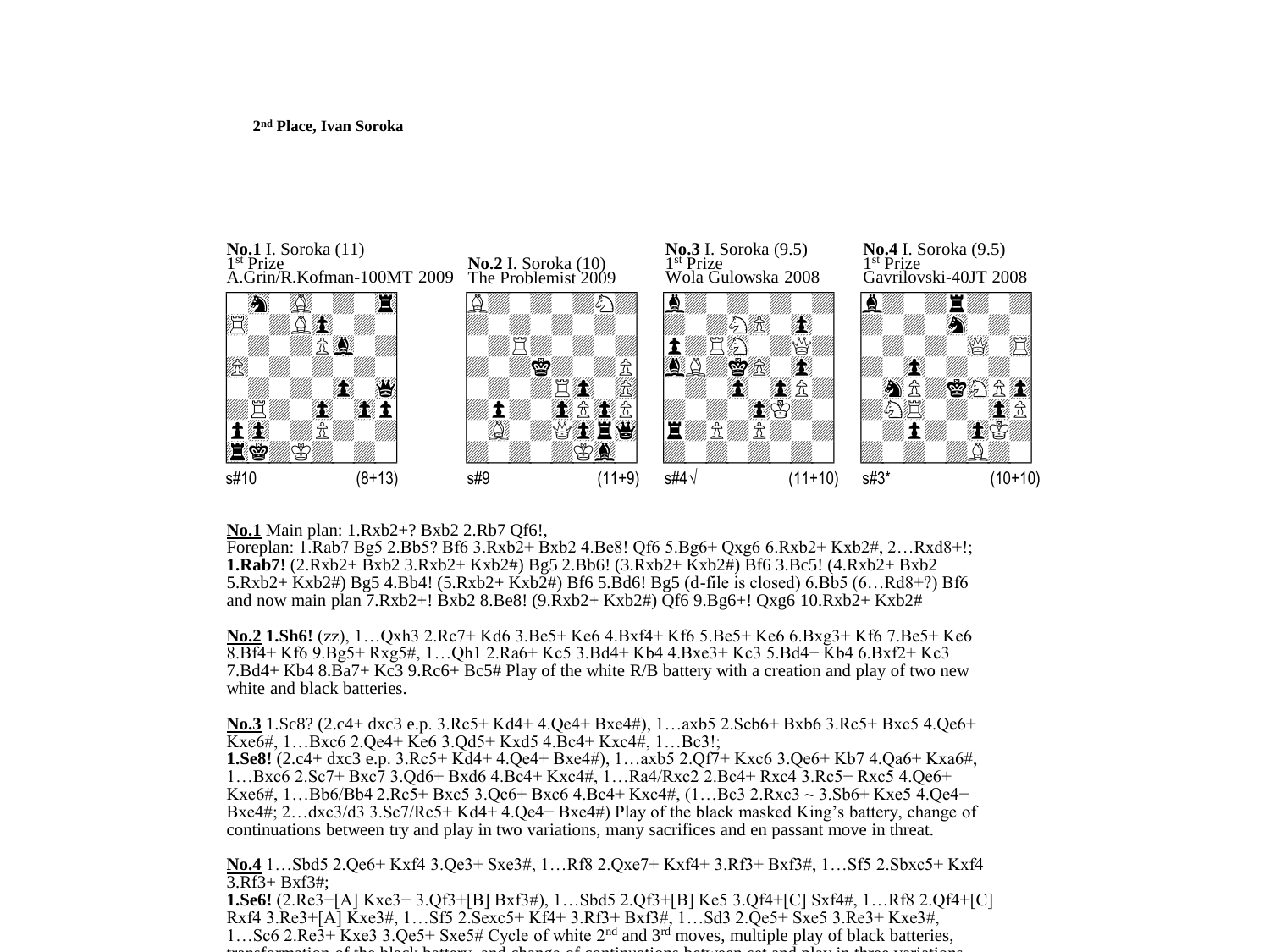**2nd Place, Ivan Soroka**

**No.1** I. Soroka (11)
1st Prize
A.Grin/R.Kofman-100MT 2009

s#10 (8+13)

**No.2** I. Soroka (10)
The Problemist 2009

s#9 (11+9)

**No.3** I. Soroka (9.5)
1st Prize
Wola Gulowska 2008

s#4√ (11+10)

**No.4** I. Soroka (9.5)
1st Prize
Gavrilovski-40JT 2008

s#3* (10+10)

**No.1** Main plan: 1.Rxb2+? Bxb2 2.Rb7 Qf6!,
Foreplan: 1.Rab7 Bg5 2.Bb5? Bf6 3.Rxb2+ Bxb2 4.Be8! Qf6 5.Bg6+ Qxg6 6.Rxb2+ Kxb2#, 2…Rxd8+!;
**1.Rab7!** (2.Rxb2+ Bxb2 3.Rxb2+ Kxb2#) Bg5 2.Bb6! (3.Rxb2+ Kxb2#) Bf6 3.Bc5! (4.Rxb2+ Bxb2 5.Rxb2+ Kxb2#) Bg5 4.Bb4! (5.Rxb2+ Kxb2#) Bf6 5.Bd6! Bg5 (d-file is closed) 6.Bb5 (6…Rd8+?) Bf6 and now main plan 7.Rxb2+! Bxb2 8.Be8! Qf6 9.Bg6+! Qxg6 10.Rxb2+ Kxb2#

**No.2** **1.Sh6!** (zz), 1…Qxh3 2.Rc7+ Kd6 3.Be5+ Ke6 4.Bxf4+ Kf6 5.Be5+ Ke6 6.Bxg3+ Kf6 7.Be5+ Ke6 8.Bf4+ Kf6 9.Bg5+ Rxg5#, 1…Qh1 2.Ra6+ Kc5 3.Bd4+ Kb4 4.Bxe3+ Kc3 5.Bd4+ Kb4 6.Bxf2+ Kc3 7.Bd4+ Kb4 8.Ba7+ Kc3 9.Rc6+ Bc5# Play of the white R/B battery with a creation and play of two new white and black batteries.

**No.3** 1.Sc8? (2.c4+ dxc3 e.p. 3.Rc5+ Kd4+ 4.Qe4+ Bxe4#), 1…axb5 2.Scb6+ Bxb6 3.Rc5+ Bxc5 4.Qe6+ Kxe6#, 1…Bxc6 2.Qe4+ Ke6 3.Qd5+ Kxd5 4.Bc4+ Kxc4#, 1…Bc3!;
**1.Se8!** (2.c4+ dxc3 e.p. 3.Rc5+ Kd4+ 4.Qe4+ Bxe4#), 1…axb5 2.Qf7+ Kxc6 3.Qe6+ Kb7 4.Qa6+ Kxa6#, 1…Bxc6 2.Sc7+ Bxc7 3.Qd6+ Bxd6 4.Bc4+ Kxc4#, 1…Ra4/Rxc2 2.Bc4+ Rxc4 3.Rc5+ Rxc5 4.Qe6+ Kxe6#, 1…Bb6/Bb4 2.Rc5+ Bxc5 3.Qc6+ Bxc6 4.Bc4+ Kxc4#, (1…Bc3 2.Rxc3 ~ 3.Sb6+ Kxe5 4.Qe4+ Bxe4#; 2…dxc3/d3 3.Sc7/Rc5+ Kd4+ 4.Qe4+ Bxe4#) Play of the black masked King's battery, change of continuations between try and play in two variations, many sacrifices and en passant move in threat.

**No.4** 1…Sbd5 2.Qe6+ Kxf4 3.Qe3+ Sxe3#, 1…Rf8 2.Qxe7+ Kxf4+ 3.Rf3+ Bxf3#, 1…Sf5 2.Sbxc5+ Kxf4 3.Rf3+ Bxf3#;
**1.Se6!** (2.Re3+[A] Kxe3+ 3.Qf3+[B] Bxf3#), 1…Sbd5 2.Qf3+[B] Ke5 3.Qf4+[C] Sxf4#, 1…Rf8 2.Qf4+[C] Rxf4 3.Re3+[A] Kxe3#, 1…Sf5 2.Sexc5+ Kf4+ 3.Rf3+ Bxf3#, 1…Sd3 2.Qe5+ Sxe5 3.Re3+ Kxe3#, 1…Sc6 2.Re3+ Kxe3 3.Qe5+ Sxe5# Cycle of white 2nd and 3rd moves, multiple play of black batteries, transformation of the black battery, and change of continuations between set and play in three variations.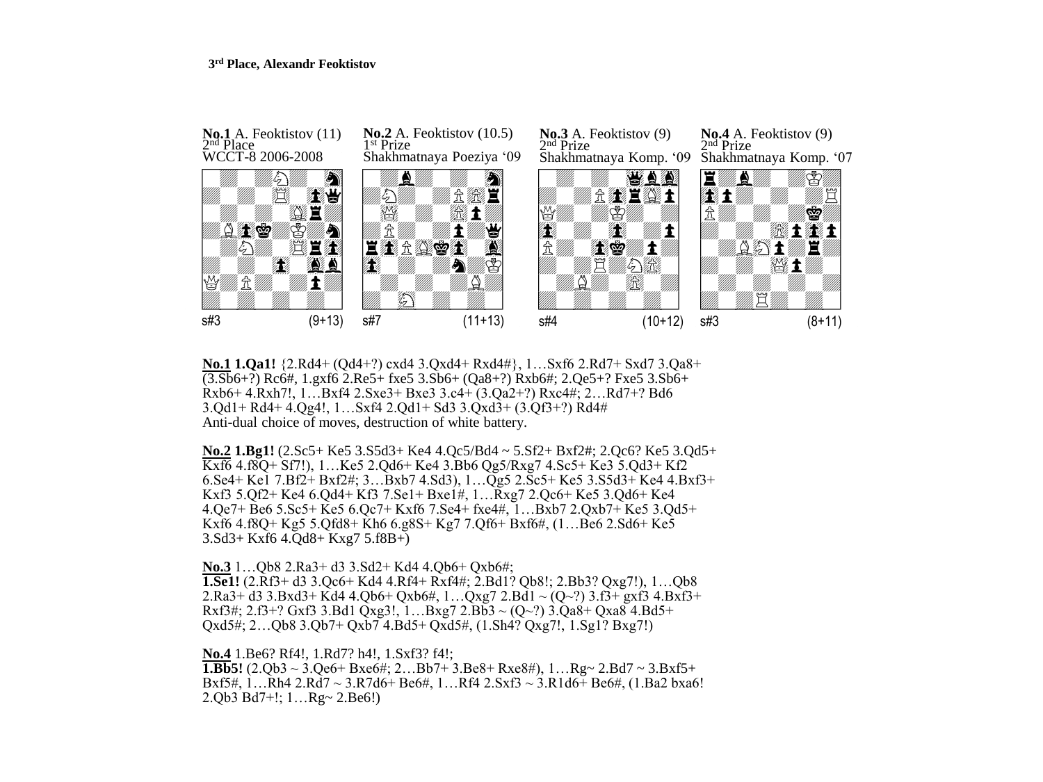**3rd Place, Alexandr Feoktistov**

**No.1** A. Feoktistov (11)
2nd Place
WCCT-8 2006-2008

s#3 (9+13)

**No.2** A. Feoktistov (10.5)
1st Prize
Shakhmatnaya Poeziya '09

s#7 (11+13)

**No.3** A. Feoktistov (9)
2nd Prize
Shakhmatnaya Komp. '09

s#4 (10+12)

**No.4** A. Feoktistov (9)
2nd Prize
Shakhmatnaya Komp. '07

s#3 (8+11)

**No.1** **1.Qa1!** {2.Rd4+ (Qd4+?) cxd4 3.Qxd4+ Rxd4#}, 1…Sxf6 2.Rd7+ Sxd7 3.Qa8+ (3.Sb6+?) Rc6#, 1.gxf6 2.Re5+ fxe5 3.Sb6+ (Qa8+?) Rxb6#; 2.Qe5+? Fxe5 3.Sb6+ Rxb6+ 4.Rxh7!, 1…Bxf4 2.Sxe3+ Bxe3 3.c4+ (3.Qa2+?) Rxc4#; 2…Rd7+? Bd6 3.Qd1+ Rd4+ 4.Qg4!, 1…Sxf4 2.Qd1+ Sd3 3.Qxd3+ (3.Qf3+?) Rd4#
Anti-dual choice of moves, destruction of white battery.

**No.2** **1.Bg1!** (2.Sc5+ Ke5 3.S5d3+ Ke4 4.Qc5/Bd4 ~ 5.Sf2+ Bxf2#; 2.Qc6? Ke5 3.Qd5+ Kxf6 4.f8Q+ Sf7!), 1…Ke5 2.Qd6+ Ke4 3.Bb6 Qg5/Rxg7 4.Sc5+ Ke3 5.Qd3+ Kf2 6.Se4+ Ke1 7.Bf2+ Bxf2#; 3…Bxb7 4.Sd3), 1…Qg5 2.Sc5+ Ke5 3.S5d3+ Ke4 4.Bxf3+ Kxf3 5.Qf2+ Ke4 6.Qd4+ Kf3 7.Se1+ Bxe1#, 1…Rxg7 2.Qc6+ Ke5 3.Qd6+ Ke4 4.Qe7+ Be6 5.Sc5+ Ke5 6.Qc7+ Kxf6 7.Se4+ fxe4#, 1…Bxb7 2.Qxb7+ Ke5 3.Qd5+ Kxf6 4.f8Q+ Kg5 5.Qfd8+ Kh6 6.g8S+ Kg7 7.Qf6+ Bxf6#, (1…Be6 2.Sd6+ Ke5 3.Sd3+ Kxf6 4.Qd8+ Kxg7 5.f8B+)

**No.3** 1…Qb8 2.Ra3+ d3 3.Sd2+ Kd4 4.Qb6+ Qxb6#;
**1.Se1!** (2.Rf3+ d3 3.Qc6+ Kd4 4.Rf4+ Rxf4#; 2.Bd1? Qb8!; 2.Bb3? Qxg7!), 1…Qb8 2.Ra3+ d3 3.Bxd3+ Kd4 4.Qb6+ Qxb6#, 1…Qxg7 2.Bd1 ~ (Q~?) 3.f3+ gxf3 4.Bxf3+ Rxf3#; 2.f3+? Gxf3 3.Bd1 Qxg3!, 1…Bxg7 2.Bb3 ~ (Q~?) 3.Qa8+ Qxa8 4.Bd5+ Qxd5#; 2…Qb8 3.Qb7+ Qxb7 4.Bd5+ Qxd5#, (1.Sh4? Qxg7!, 1.Sg1? Bxg7!)

**No.4** 1.Be6? Rf4!, 1.Rd7? h4!, 1.Sxf3? f4!;
**1.Bb5!** (2.Qb3 ~ 3.Qe6+ Bxe6#; 2…Bb7+ 3.Be8+ Rxe8#), 1…Rg~ 2.Bd7 ~ 3.Bxf5+ Bxf5#, 1…Rh4 2.Rd7 ~ 3.R7d6+ Be6#, 1…Rf4 2.Sxf3 ~ 3.R1d6+ Be6#, (1.Ba2 bxa6! 2.Qb3 Bd7+!; 1…Rg~ 2.Be6!)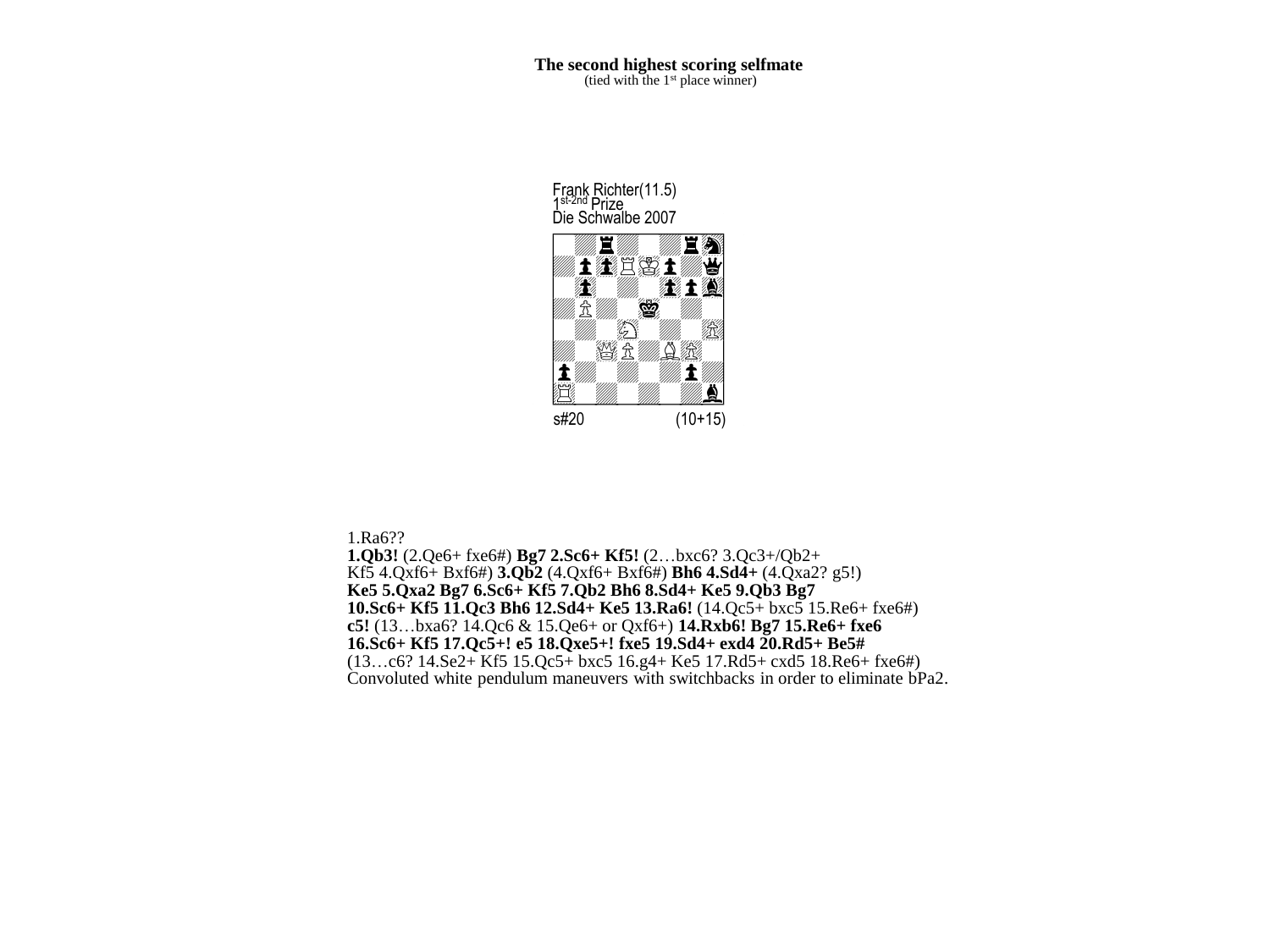**The second highest scoring selfmate**
(tied with the 1st place winner)

Frank Richter(11.5)
1st-2nd Prize
Die Schwalbe 2007

s#20 (10+15)

1.Ra6??
**1.Qb3!** (2.Qe6+ fxe6#) **Bg7 2.Sc6+ Kf5!** (2…bxc6? 3.Qc3+/Qb2+ Kf5 4.Qxf6+ Bxf6#) **3.Qb2** (4.Qxf6+ Bxf6#) **Bh6 4.Sd4+** (4.Qxa2? g5!) **Ke5 5.Qxa2 Bg7 6.Sc6+ Kf5 7.Qb2 Bh6 8.Sd4+ Ke5 9.Qb3 Bg7 10.Sc6+ Kf5 11.Qc3 Bh6 12.Sd4+ Ke5 13.Ra6!** (14.Qc5+ bxc5 15.Re6+ fxe6#) **c5!** (13…bxa6? 14.Qc6 & 15.Qe6+ or Qxf6+) **14.Rxb6! Bg7 15.Re6+ fxe6 16.Sc6+ Kf5 17.Qc5+! e5 18.Qxe5+! fxe5 19.Sd4+ exd4 20.Rd5+ Be5#**
(13…c6? 14.Se2+ Kf5 15.Qc5+ bxc5 16.g4+ Ke5 17.Rd5+ cxd5 18.Re6+ fxe6#)
Convoluted white pendulum maneuvers with switchbacks in order to eliminate bPa2.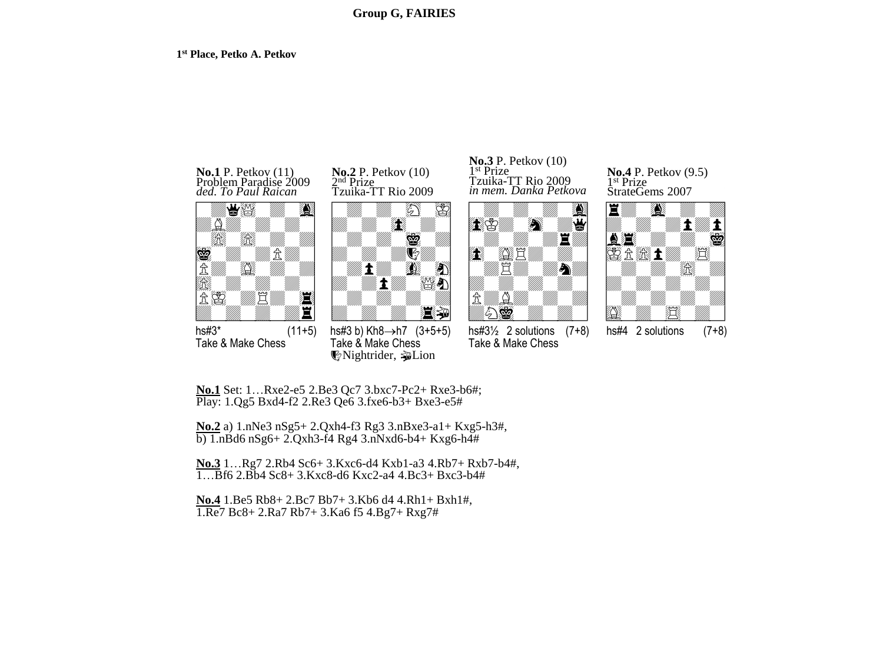## Group G, FAIRIES

**1st Place, Petko A. Petkov**

**No.1** P. Petkov (11)
Problem Paradise 2009
*ded. To Paul Raican*

hs#3* (11+5)
Take & Make Chess

**No.2** P. Petkov (10)
2nd Prize
Tzuika-TT Rio 2009

hs#3 b) Kh8→h7 (3+5+5)
Take & Make Chess
Nightrider, Lion

**No.3** P. Petkov (10)
1st Prize
Tzuika-TT Rio 2009
*in mem. Danka Petkova*

hs#3½ 2 solutions (7+8)
Take & Make Chess

**No.4** P. Petkov (9.5)
1st Prize
StrateGems 2007

hs#4 2 solutions (7+8)

**No.1** Set: 1…Rxe2-e5 2.Be3 Qc7 3.bxc7-Pc2+ Rxe3-b6#;
Play: 1.Qg5 Bxd4-f2 2.Re3 Qe6 3.fxe6-b3+ Bxe3-e5#

**No.2** a) 1.nNe3 nSg5+ 2.Qxh4-f3 Rg3 3.nBxe3-a1+ Kxg5-h3#,
b) 1.nBd6 nSg6+ 2.Qxh3-f4 Rg4 3.nNxd6-b4+ Kxg6-h4#

**No.3** 1…Rg7 2.Rb4 Sc6+ 3.Kxc6-d4 Kxb1-a3 4.Rb7+ Rxb7-b4#,
1…Bf6 2.Bb4 Sc8+ 3.Kxc8-d6 Kxc2-a4 4.Bc3+ Bxc3-b4#

**No.4** 1.Be5 Rb8+ 2.Bc7 Bb7+ 3.Kb6 d4 4.Rh1+ Bxh1#,
1.Re7 Bc8+ 2.Ra7 Rb7+ 3.Ka6 f5 4.Bg7+ Rxg7#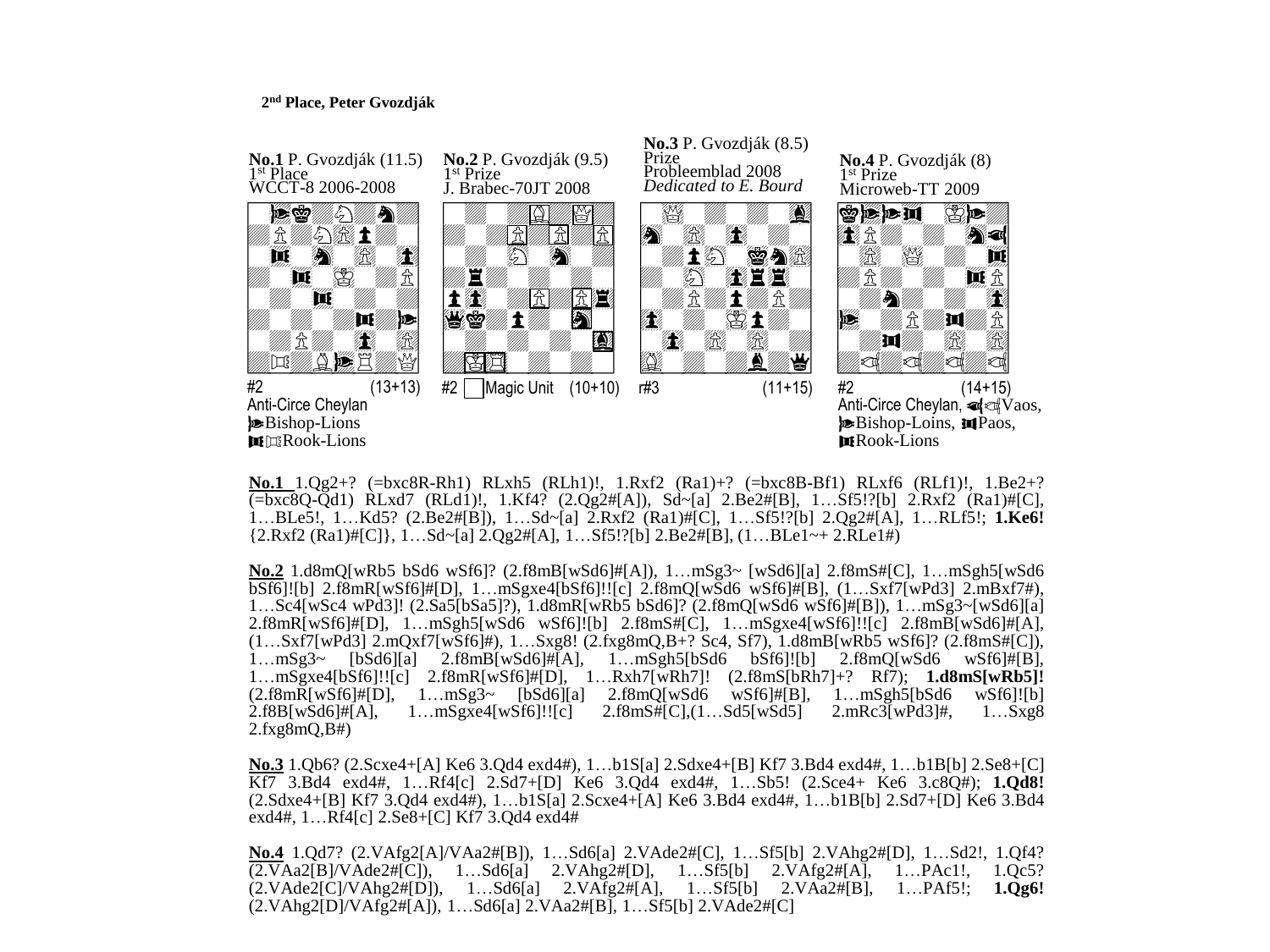**2nd Place, Peter Gvozdják**

**No.1** P. Gvozdják (11.5)
1st Place
WCCT-8 2006-2008

#2 (13+13)
Anti-Circe Cheylan
Bishop-Lions
Rook-Lions

**No.2** P. Gvozdják (9.5)
1st Prize
J. Brabec-70JT 2008

#2 Magic Unit (10+10)

**No.3** P. Gvozdják (8.5)
Prize
Probleemblad 2008
*Dedicated to E. Bourd*

r#3 (11+15)

**No.4** P. Gvozdják (8)
1st Prize
Microweb-TT 2009

#2 (14+15)
Anti-Circe Cheylan, Vaos,
Bishop-Loins, Paos,
Rook-Lions

**No.1** 1.Qg2+? (=bxc8R-Rh1) RLxh5 (RLh1)!, 1.Rxf2 (Ra1)+? (=bxc8B-Bf1) RLxf6 (RLf1)!, 1.Be2+? (=bxc8Q-Qd1) RLxd7 (RLd1)!, 1.Kf4? (2.Qg2#[A]), Sd~[a] 2.Be2#[B], 1…Sf5!?[b] 2.Rxf2 (Ra1)#[C], 1…BLe5!, 1…Kd5? (2.Be2#[B]), 1…Sd~[a] 2.Rxf2 (Ra1)#[C], 1…Sf5!?[b] 2.Qg2#[A], 1…RLf5!; **1.Ke6!** {2.Rxf2 (Ra1)#[C]}, 1…Sd~[a] 2.Qg2#[A], 1…Sf5!?[b] 2.Be2#[B], (1…BLe1~+ 2.RLe1#)

**No.2** 1.d8mQ[wRb5 bSd6 wSf6]? (2.f8mB[wSd6]#[A]), 1…mSg3~ [wSd6][a] 2.f8mS#[C], 1…mSgh5[wSd6 bSf6]![b] 2.f8mR[wSf6]#[D], 1…mSgxe4[bSf6]!![c] 2.f8mQ[wSd6 wSf6]#[B], (1…Sxf7[wPd3] 2.mBxf7#), 1…Sc4[wSc4 wPd3]! (2.Sa5[bSa5]?), 1.d8mR[wRb5 bSd6]? (2.f8mQ[wSd6 wSf6]#[B]), 1…mSg3~[wSd6][a] 2.f8mR[wSf6]#[D], 1…mSgh5[wSd6 wSf6]![b] 2.f8mS#[C], 1…mSgxe4[wSf6]!![c] 2.f8mB[wSd6]#[A], (1…Sxf7[wPd3] 2.mQxf7[wSf6]#), 1…Sxg8! (2.fxg8mQ,B+? Sc4, Sf7), 1.d8mB[wRb5 wSf6]? (2.f8mS#[C]), 1…mSg3~ [bSd6][a] 2.f8mB[wSd6]#[A], 1…mSgh5[bSd6 bSf6]![b] 2.f8mQ[wSd6 wSf6]#[B], 1…mSgxe4[bSf6]!![c] 2.f8mR[wSf6]#[D], 1…Rxh7[wRh7]! (2.f8mS[bRh7]+? Rf7); **1.d8mS[wRb5]!** (2.f8mR[wSf6]#[D], 1…mSg3~ [bSd6][a] 2.f8mQ[wSd6 wSf6]#[B], 1…mSgh5[bSd6 wSf6]![b] 2.f8B[wSd6]#[A], 1…mSgxe4[wSf6]!![c] 2.f8mS#[C],(1…Sd5[wSd5] 2.mRc3[wPd3]#, 1…Sxg8 2.fxg8mQ,B#)

**No.3** 1.Qb6? (2.Scxe4+[A] Ke6 3.Qd4 exd4#), 1…b1S[a] 2.Sdxe4+[B] Kf7 3.Bd4 exd4#, 1…b1B[b] 2.Se8+[C] Kf7 3.Bd4 exd4#, 1…Rf4[c] 2.Sd7+[D] Ke6 3.Qd4 exd4#, 1…Sb5! (2.Sce4+ Ke6 3.c8Q#); **1.Qd8!** (2.Sdxe4+[B] Kf7 3.Qd4 exd4#), 1…b1S[a] 2.Scxe4+[A] Ke6 3.Bd4 exd4#, 1…b1B[b] 2.Sd7+[D] Ke6 3.Bd4 exd4#, 1…Rf4[c] 2.Se8+[C] Kf7 3.Qd4 exd4#

**No.4** 1.Qd7? (2.VAfg2[A]/VAa2#[B]), 1…Sd6[a] 2.VAde2#[C], 1…Sf5[b] 2.VAhg2#[D], 1…Sd2!, 1.Qf4? (2.VAa2[B]/VAde2#[C]), 1…Sd6[a] 2.VAhg2#[D], 1…Sf5[b] 2.VAfg2#[A], 1…PAc1!, 1.Qc5? (2.VAde2[C]/VAhg2#[D]), 1…Sd6[a] 2.VAfg2#[A], 1…Sf5[b] 2.VAa2#[B], 1…PAf5!; **1.Qg6!** (2.VAhg2[D]/VAfg2#[A]), 1…Sd6[a] 2.VAa2#[B], 1…Sf5[b] 2.VAde2#[C]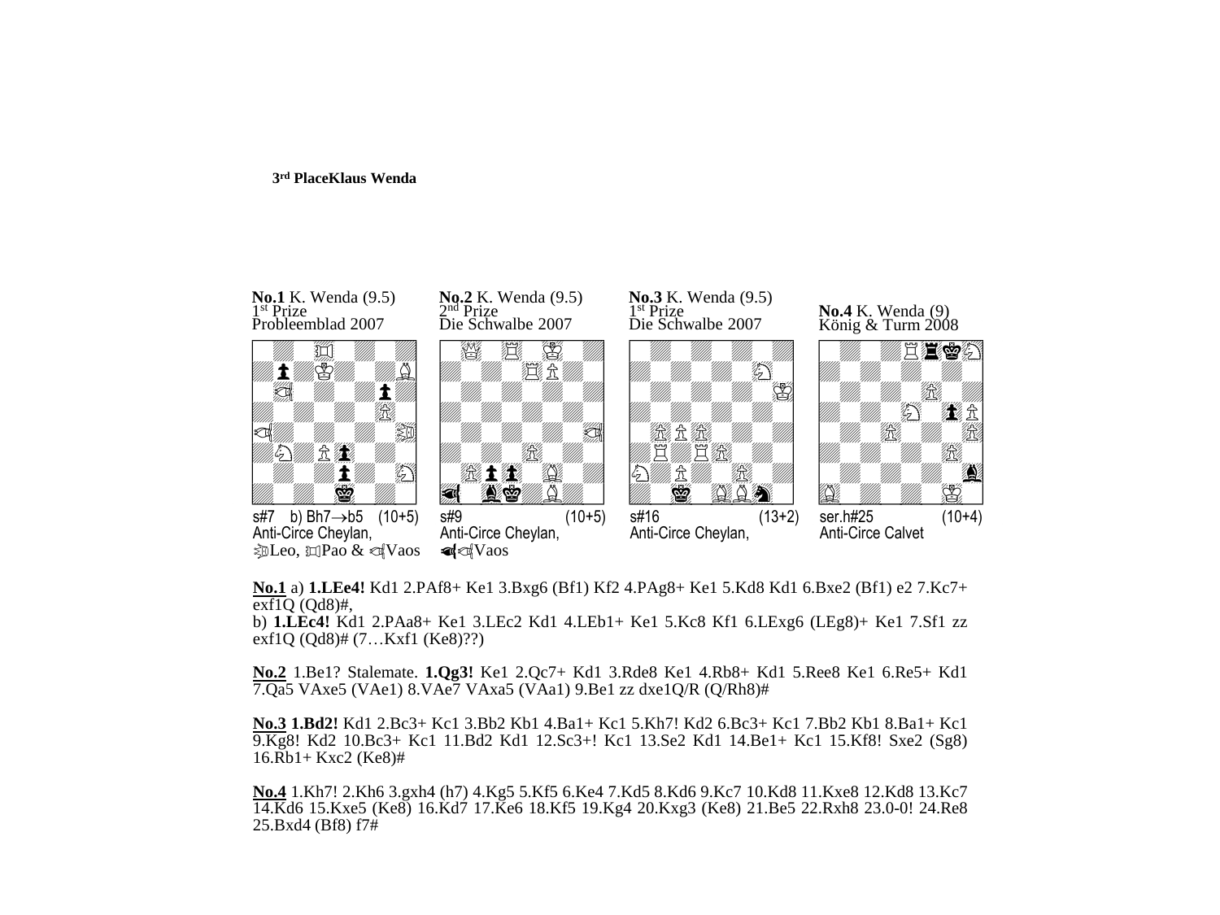**3rd PlaceKlaus Wenda**

**No.1** K. Wenda (9.5)
1st Prize
Probleemblad 2007

s#7 b) Bh7→b5 (10+5)
Anti-Circe Cheylan,
Leo, Pao & Vaos

**No.2** K. Wenda (9.5)
2nd Prize
Die Schwalbe 2007

s#9 (10+5)
Anti-Circe Cheylan,
Vaos

**No.3** K. Wenda (9.5)
1st Prize
Die Schwalbe 2007

s#16 (13+2)
Anti-Circe Cheylan,

**No.4** K. Wenda (9)
König & Turm 2008

ser.h#25 (10+4)
Anti-Circe Calvet

**No.1** a) **1.LEe4!** Kd1 2.PAf8+ Ke1 3.Bxg6 (Bf1) Kf2 4.PAg8+ Ke1 5.Kd8 Kd1 6.Bxe2 (Bf1) e2 7.Kc7+ exf1Q (Qd8)#,
b) **1.LEc4!** Kd1 2.PAa8+ Ke1 3.LEc2 Kd1 4.LEb1+ Ke1 5.Kc8 Kf1 6.LExg6 (LEg8)+ Ke1 7.Sf1 zz exf1Q (Qd8)# (7…Kxf1 (Ke8)??)

**No.2** 1.Be1? Stalemate. **1.Qg3!** Ke1 2.Qc7+ Kd1 3.Rde8 Ke1 4.Rb8+ Kd1 5.Ree8 Ke1 6.Re5+ Kd1 7.Qa5 VAxe5 (VAe1) 8.VAe7 VAxa5 (VAa1) 9.Be1 zz dxe1Q/R (Q/Rh8)#

**No.3 1.Bd2!** Kd1 2.Bc3+ Kc1 3.Bb2 Kb1 4.Ba1+ Kc1 5.Kh7! Kd2 6.Bc3+ Kc1 7.Bb2 Kb1 8.Ba1+ Kc1 9.Kg8! Kd2 10.Bc3+ Kc1 11.Bd2 Kd1 12.Sc3+! Kc1 13.Se2 Kd1 14.Be1+ Kc1 15.Kf8! Sxe2 (Sg8) 16.Rb1+ Kxc2 (Ke8)#

**No.4** 1.Kh7! 2.Kh6 3.gxh4 (h7) 4.Kg5 5.Kf5 6.Ke4 7.Kd5 8.Kd6 9.Kc7 10.Kd8 11.Kxe8 12.Kd8 13.Kc7 14.Kd6 15.Kxe5 (Ke8) 16.Kd7 17.Ke6 18.Kf5 19.Kg4 20.Kxg3 (Ke8) 21.Be5 22.Rxh8 23.0-0! 24.Re8 25.Bxd4 (Bf8) f7#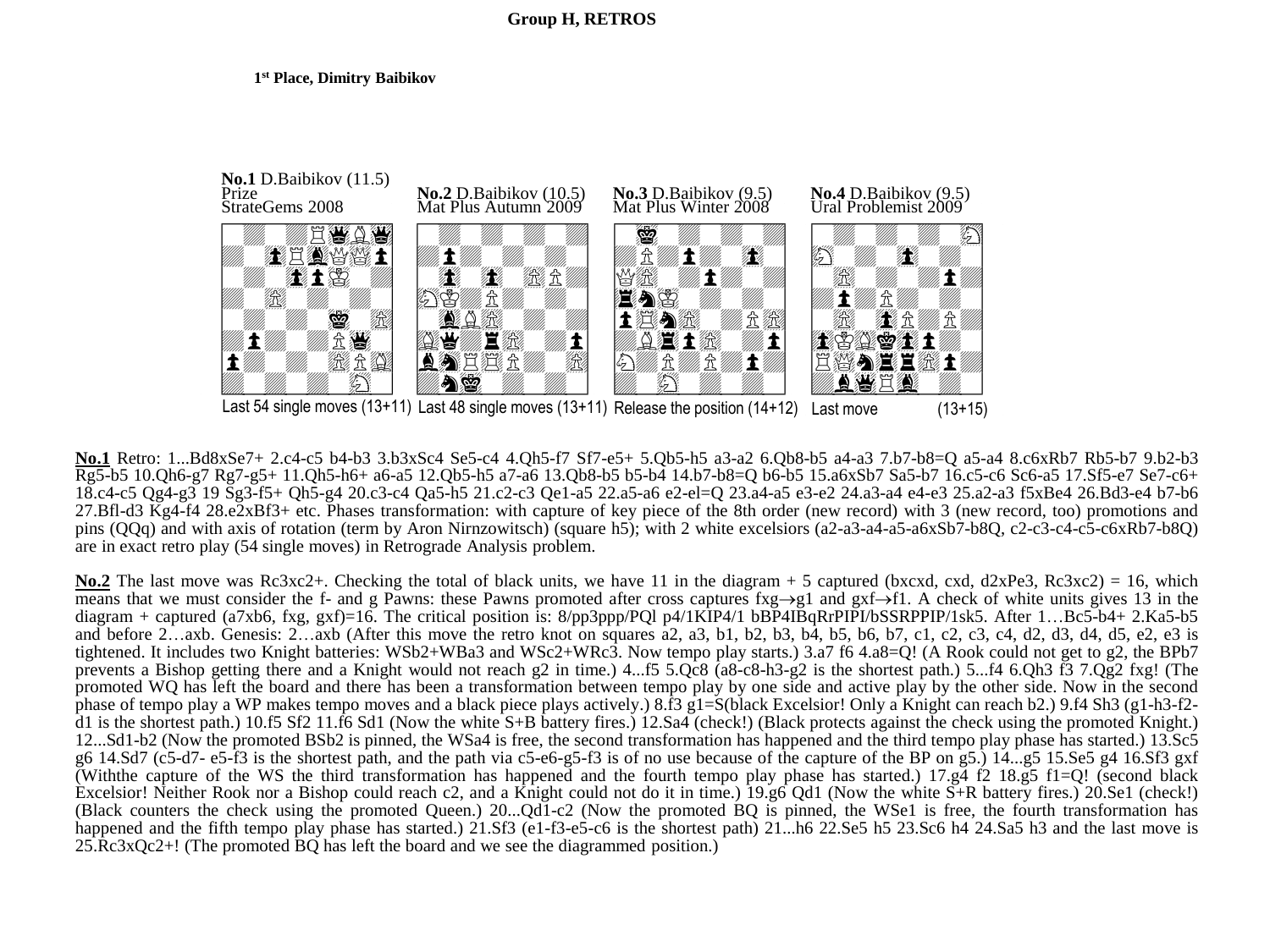# Group H, RETROS

**1st Place, Dimitry Baibikov**

**No.1** D.Baibikov (11.5)
Prize
StrateGems 2008

Last 54 single moves (13+11)

**No.2** D.Baibikov (10.5)
Mat Plus Autumn 2009

Last 48 single moves (13+11)

**No.3** D.Baibikov (9.5)
Mat Plus Winter 2008

Release the position (14+12)

**No.4** D.Baibikov (9.5)
Ural Problemist 2009

Last move (13+15)

**No.1** Retro: 1...Bd8xSe7+ 2.c4-c5 b4-b3 3.b3xSc4 Se5-c4 4.Qh5-f7 Sf7-e5+ 5.Qb5-h5 a3-a2 6.Qb8-b5 a4-a3 7.b7-b8=Q a5-a4 8.c6xRb7 Rb5-b7 9.b2-b3 Rg5-b5 10.Qh6-g7 Rg7-g5+ 11.Qh5-h6+ a6-a5 12.Qb5-h5 a7-a6 13.Qb8-b5 b5-b4 14.b7-b8=Q b6-b5 15.a6xSb7 Sa5-b7 16.c5-c6 Sc6-a5 17.Sf5-e7 Se7-c6+ 18.c4-c5 Qg4-g3 19 Sg3-f5+ Qh5-g4 20.c3-c4 Qa5-h5 21.c2-c3 Qe1-a5 22.a5-a6 e2-el=Q 23.a4-a5 e3-e2 24.a3-a4 e4-e3 25.a2-a3 f5xBe4 26.Bd3-e4 b7-b6 27.Bfl-d3 Kg4-f4 28.e2xBf3+ etc. Phases transformation: with capture of key piece of the 8th order (new record) with 3 (new record, too) promotions and pins (QQq) and with axis of rotation (term by Aron Nirnzowitsch) (square h5); with 2 white excelsiors (a2-a3-a4-a5-a6xSb7-b8Q, c2-c3-c4-c5-c6xRb7-b8Q) are in exact retro play (54 single moves) in Retrograde Analysis problem.

**No.2** The last move was Rc3xc2+. Checking the total of black units, we have 11 in the diagram + 5 captured (bxcxd, cxd, d2xPe3, Rc3xc2) = 16, which means that we must consider the f- and g Pawns: these Pawns promoted after cross captures fxg→g1 and gxf→f1. A check of white units gives 13 in the diagram + captured (a7xb6, fxg, gxf)=16. The critical position is: 8/pp3ppp/PQl p4/1KIP4/1 bBP4IBqRrPIPI/bSSRPPIP/1sk5. After 1…Bc5-b4+ 2.Ka5-b5 and before 2…axb. Genesis: 2…axb (After this move the retro knot on squares a2, a3, b1, b2, b3, b4, b5, b6, b7, c1, c2, c3, c4, d2, d3, d4, d5, e2, e3 is tightened. It includes two Knight batteries: WSb2+WBa3 and WSc2+WRc3. Now tempo play starts.) 3.a7 f6 4.a8=Q! (A Rook could not get to g2, the BPb7 prevents a Bishop getting there and a Knight would not reach g2 in time.) 4...f5 5.Qc8 (a8-c8-h3-g2 is the shortest path.) 5...f4 6.Qh3 f3 7.Qg2 fxg! (The promoted WQ has left the board and there has been a transformation between tempo play by one side and active play by the other side. Now in the second phase of tempo play a WP makes tempo moves and a black piece plays actively.) 8.f3 g1=S(black Excelsior! Only a Knight can reach b2.) 9.f4 Sh3 (g1-h3-f2-d1 is the shortest path.) 10.f5 Sf2 11.f6 Sd1 (Now the white S+B battery fires.) 12.Sa4 (check!) (Black protects against the check using the promoted Knight.) 12...Sd1-b2 (Now the promoted BSb2 is pinned, the WSa4 is free, the second transformation has happened and the third tempo play phase has started.) 13.Sc5 g6 14.Sd7 (c5-d7- e5-f3 is the shortest path, and the path via c5-e6-g5-f3 is of no use because of the capture of the BP on g5.) 14...g5 15.Se5 g4 16.Sf3 gxf (Withthe capture of the WS the third transformation has happened and the fourth tempo play phase has started.) 17.g4 f2 18.g5 f1=Q! (second black Excelsior! Neither Rook nor a Bishop could reach c2, and a Knight could not do it in time.) 19.g6 Qd1 (Now the white S+R battery fires.) 20.Se1 (check!) (Black counters the check using the promoted Queen.) 20...Qd1-c2 (Now the promoted BQ is pinned, the WSe1 is free, the fourth transformation has happened and the fifth tempo play phase has started.) 21.Sf3 (e1-f3-e5-c6 is the shortest path) 21...h6 22.Se5 h5 23.Sc6 h4 24.Sa5 h3 and the last move is 25.Rc3xQc2+! (The promoted BQ has left the board and we see the diagrammed position.)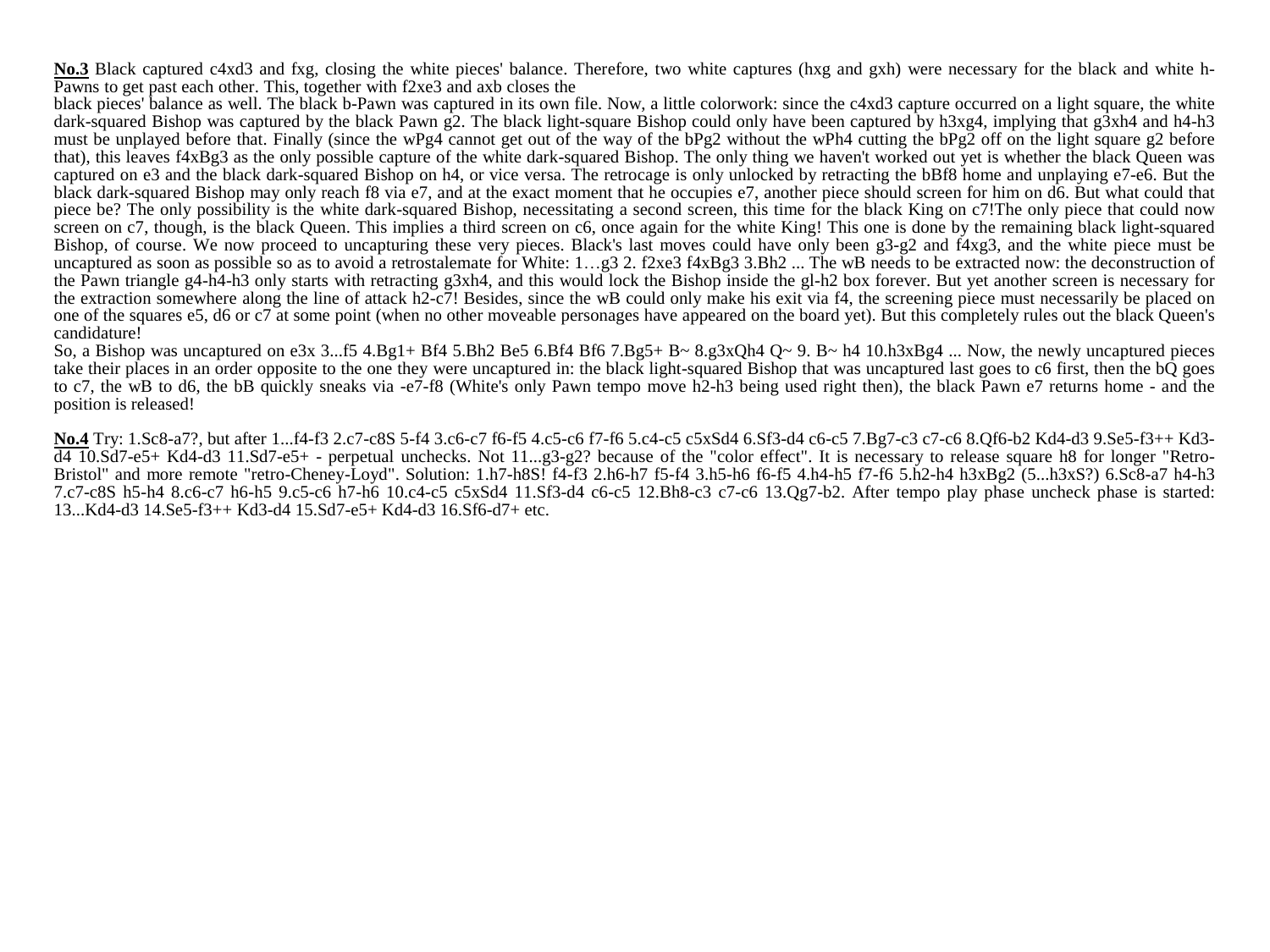**No.3** Black captured c4xd3 and fxg, closing the white pieces' balance. Therefore, two white captures (hxg and gxh) were necessary for the black and white h-Pawns to get past each other. This, together with f2xe3 and axb closes the black pieces' balance as well. The black b-Pawn was captured in its own file. Now, a little colorwork: since the c4xd3 capture occurred on a light square, the white dark-squared Bishop was captured by the black Pawn g2. The black light-square Bishop could only have been captured by h3xg4, implying that g3xh4 and h4-h3 must be unplayed before that. Finally (since the wPg4 cannot get out of the way of the bPg2 without the wPh4 cutting the bPg2 off on the light square g2 before that), this leaves f4xBg3 as the only possible capture of the white dark-squared Bishop. The only thing we haven't worked out yet is whether the black Queen was captured on e3 and the black dark-squared Bishop on h4, or vice versa. The retrocage is only unlocked by retracting the bBf8 home and unplaying e7-e6. But the black dark-squared Bishop may only reach f8 via e7, and at the exact moment that he occupies e7, another piece should screen for him on d6. But what could that piece be? The only possibility is the white dark-squared Bishop, necessitating a second screen, this time for the black King on c7!The only piece that could now screen on c7, though, is the black Queen. This implies a third screen on c6, once again for the white King! This one is done by the remaining black light-squared Bishop, of course. We now proceed to uncapturing these very pieces. Black's last moves could have only been g3-g2 and f4xg3, and the white piece must be uncaptured as soon as possible so as to avoid a retrostalemate for White: 1…g3 2. f2xe3 f4xBg3 3.Bh2 ... The wB needs to be extracted now: the deconstruction of the Pawn triangle g4-h4-h3 only starts with retracting g3xh4, and this would lock the Bishop inside the gl-h2 box forever. But yet another screen is necessary for the extraction somewhere along the line of attack h2-c7! Besides, since the wB could only make his exit via f4, the screening piece must necessarily be placed on one of the squares e5, d6 or c7 at some point (when no other moveable personages have appeared on the board yet). But this completely rules out the black Queen's candidature!

So, a Bishop was uncaptured on e3x 3...f5 4.Bg1+ Bf4 5.Bh2 Be5 6.Bf4 Bf6 7.Bg5+ B~ 8.g3xQh4 Q~ 9. B~ h4 10.h3xBg4 ... Now, the newly uncaptured pieces take their places in an order opposite to the one they were uncaptured in: the black light-squared Bishop that was uncaptured last goes to c6 first, then the bQ goes to c7, the wB to d6, the bB quickly sneaks via -e7-f8 (White's only Pawn tempo move h2-h3 being used right then), the black Pawn e7 returns home - and the position is released!

**No.4** Try: 1.Sc8-a7?, but after 1...f4-f3 2.c7-c8S 5-f4 3.c6-c7 f6-f5 4.c5-c6 f7-f6 5.c4-c5 c5xSd4 6.Sf3-d4 c6-c5 7.Bg7-c3 c7-c6 8.Qf6-b2 Kd4-d3 9.Se5-f3++ Kd3-d4 10.Sd7-e5+ Kd4-d3 11.Sd7-e5+ - perpetual unchecks. Not 11...g3-g2? because of the "color effect". It is necessary to release square h8 for longer "Retro-Bristol" and more remote "retro-Cheney-Loyd". Solution: 1.h7-h8S! f4-f3 2.h6-h7 f5-f4 3.h5-h6 f6-f5 4.h4-h5 f7-f6 5.h2-h4 h3xBg2 (5...h3xS?) 6.Sc8-a7 h4-h3 7.c7-c8S h5-h4 8.c6-c7 h6-h5 9.c5-c6 h7-h6 10.c4-c5 c5xSd4 11.Sf3-d4 c6-c5 12.Bh8-c3 c7-c6 13.Qg7-b2. After tempo play phase uncheck phase is started: 13...Kd4-d3 14.Se5-f3++ Kd3-d4 15.Sd7-e5+ Kd4-d3 16.Sf6-d7+ etc.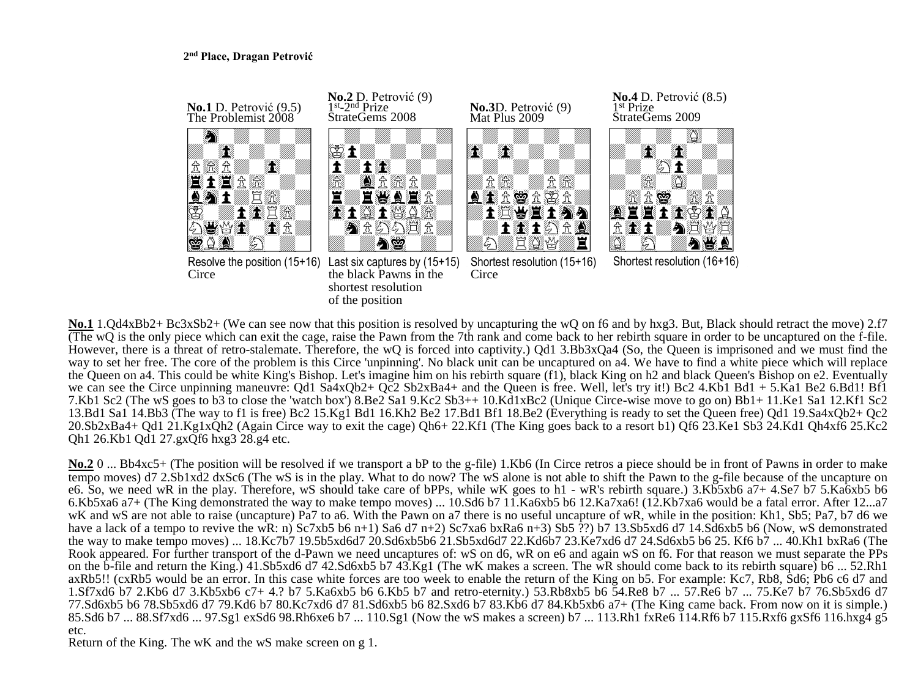**2nd Place, Dragan Petrović**

**No.1** D. Petrović (9.5)
The Problemist 2008

Resolve the position (15+16)
Circe

**No.2** D. Petrović (9)
1st-2nd Prize
StrateGems 2008

Last six captures by (15+15) the black Pawns in the shortest resolution of the position

**No.3** D. Petrović (9)
Mat Plus 2009

Shortest resolution (15+16)
Circe

**No.4** D. Petrović (8.5)
1st Prize
StrateGems 2009

Shortest resolution (16+16)

**No.1** 1.Qd4xBb2+ Bc3xSb2+ (We can see now that this position is resolved by uncapturing the wQ on f6 and by hxg3. But, Black should retract the move) 2.f7 (The wQ is the only piece which can exit the cage, raise the Pawn from the 7th rank and come back to her rebirth square in order to be uncaptured on the f-file. However, there is a threat of retro-stalemate. Therefore, the wQ is forced into captivity.) Qd1 3.Bb3xQa4 (So, the Queen is imprisoned and we must find the way to set her free. The core of the problem is this Circe 'unpinning'. No black unit can be uncaptured on a4. We have to find a white piece which will replace the Queen on a4. This could be white King's Bishop. Let's imagine him on his rebirth square (f1), black King on h2 and black Queen's Bishop on e2. Eventually we can see the Circe unpinning maneuvre: Qd1 Sa4xQb2+ Qc2 Sb2xBa4+ and the Queen is free. Well, let's try it!) Bc2 4.Kb1 Bd1 + 5.Ka1 Be2 6.Bd1! Bf1 7.Kb1 Sc2 (The wS goes to b3 to close the 'watch box') 8.Be2 Sa1 9.Kc2 Sb3++ 10.Kd1xBc2 (Unique Circe-wise move to go on) Bb1+ 11.Ke1 Sa1 12.Kf1 Sc2 13.Bd1 Sa1 14.Bb3 (The way to f1 is free) Bc2 15.Kg1 Bd1 16.Kh2 Be2 17.Bd1 Bf1 18.Be2 (Everything is ready to set the Queen free) Qd1 19.Sa4xQb2+ Qc2 20.Sb2xBa4+ Qd1 21.Kg1xQh2 (Again Circe way to exit the cage) Qh6+ 22.Kf1 (The King goes back to a resort b1) Qf6 23.Ke1 Sb3 24.Kd1 Qh4xf6 25.Kc2 Qh1 26.Kb1 Qd1 27.gxQf6 hxg3 28.g4 etc.

**No.2** 0 ... Bb4xc5+ (The position will be resolved if we transport a bP to the g-file) 1.Kb6 (In Circe retros a piece should be in front of Pawns in order to make tempo moves) d7 2.Sb1xd2 dxSc6 (The wS is in the play. What to do now? The wS alone is not able to shift the Pawn to the g-file because of the uncapture on e6. So, we need wR in the play. Therefore, wS should take care of bPPs, while wK goes to h1 - wR's rebirth square.) 3.Kb5xb6 a7+ 4.Se7 b7 5.Ka6xb5 b6 6.Kb5xa6 a7+ (The King demonstrated the way to make tempo moves) ... 10.Sd6 b7 11.Ka6xb5 b6 12.Ka7xa6! (12.Kb7xa6 would be a fatal error. After 12...a7 wK and wS are not able to raise (uncapture) Pa7 to a6. With the Pawn on a7 there is no useful uncapture of wR, while in the position: Kh1, Sb5; Pa7, b7 d6 we have a lack of a tempo to revive the wR: n) Sc7xb5 b6 n+1) Sa6 d7 n+2) Sc7xa6 bxRa6 n+3) Sb5 ??) b7 13.Sb5xd6 d7 14.Sd6xb5 b6 (Now, wS demonstrated the way to make tempo moves) ... 18.Kc7b7 19.5b5xd6d7 20.Sd6xb5b6 21.Sb5xd6d7 22.Kd6b7 23.Ke7xd6 d7 24.Sd6xb5 b6 25. Kf6 b7 ... 40.Kh1 bxRa6 (The Rook appeared. For further transport of the d-Pawn we need uncaptures of: wS on d6, wR on e6 and again wS on f6. For that reason we must separate the PPs on the b-file and return the King.) 41.Sb5xd6 d7 42.Sd6xb5 b7 43.Kg1 (The wK makes a screen. The wR should come back to its rebirth square) b6 ... 52.Rh1 axRb5!! (cxRb5 would be an error. In this case white forces are too week to enable the return of the King on b5. For example: Kc7, Rb8, Sd6; Pb6 c6 d7 and 1.Sf7xd6 b7 2.Kb6 d7 3.Kb5xb6 c7+ 4.? b7 5.Ka6xb5 b6 6.Kb5 b7 and retro-eternity.) 53.Rb8xb5 b6 54.Re8 b7 ... 57.Re6 b7 ... 75.Ke7 b7 76.Sb5xd6 d7 77.Sd6xb5 b6 78.Sb5xd6 d7 79.Kd6 b7 80.Kc7xd6 d7 81.Sd6xb5 b6 82.Sxd6 b7 83.Kb6 d7 84.Kb5xb6 a7+ (The King came back. From now on it is simple.) 85.Sd6 b7 ... 88.Sf7xd6 ... 97.Sg1 exSd6 98.Rh6xe6 b7 ... 110.Sg1 (Now the wS makes a screen) b7 ... 113.Rh1 fxRe6 114.Rf6 b7 115.Rxf6 gxSf6 116.hxg4 g5 etc.

Return of the King. The wK and the wS make screen on g 1.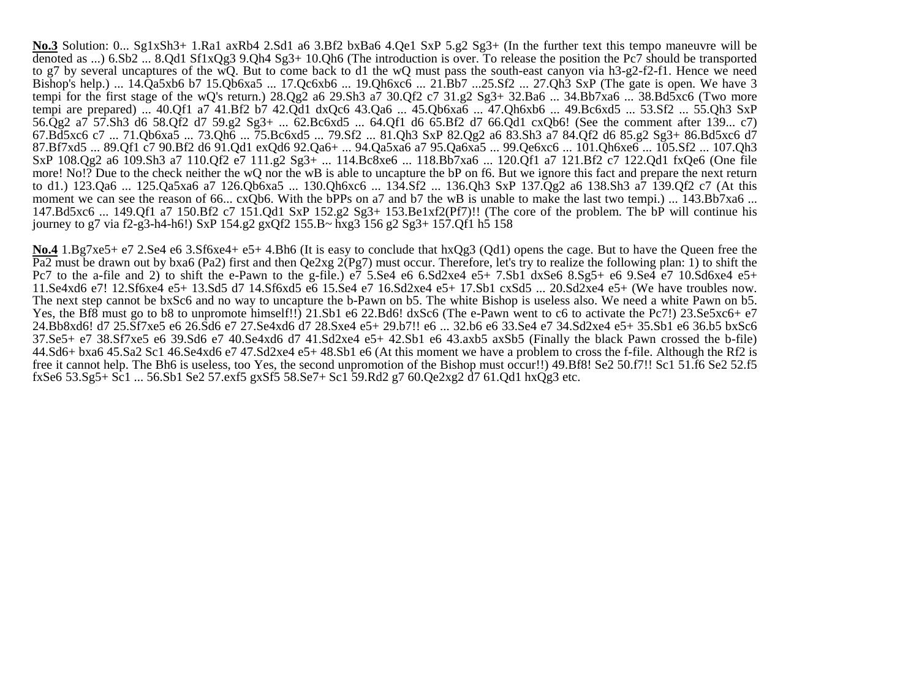**No.3** Solution: 0... Sg1xSh3+ 1.Ra1 axRb4 2.Sd1 a6 3.Bf2 bxBa6 4.Qe1 SxP 5.g2 Sg3+ (In the further text this tempo maneuvre will be denoted as ...) 6.Sb2 ... 8.Qd1 Sf1xQg3 9.Qh4 Sg3+ 10.Qh6 (The introduction is over. To release the position the Pc7 should be transported to g7 by several uncaptures of the wQ. But to come back to d1 the wQ must pass the south-east canyon via h3-g2-f2-f1. Hence we need Bishop's help.) ... 14.Qa5xb6 b7 15.Qb6xa5 ... 17.Qc6xb6 ... 19.Qh6xc6 ... 21.Bb7 ...25.Sf2 ... 27.Qh3 SxP (The gate is open. We have 3 tempi for the first stage of the wQ's return.) 28.Qg2 a6 29.Sh3 a7 30.Qf2 c7 31.g2 Sg3+ 32.Ba6 ... 34.Bb7xa6 ... 38.Bd5xc6 (Two more tempi are prepared) ... 40.Qf1 a7 41.Bf2 b7 42.Qd1 dxQc6 43.Qa6 ... 45.Qb6xa6 ... 47.Qh6xb6 ... 49.Bc6xd5 ... 53.Sf2 ... 55.Qh3 SxP 56.Qg2 a7 57.Sh3 d6 58.Qf2 d7 59.g2 Sg3+ ... 62.Bc6xd5 ... 64.Qf1 d6 65.Bf2 d7 66.Qd1 cxQb6! (See the comment after 139... c7) 67.Bd5xc6 c7 ... 71.Qb6xa5 ... 73.Qh6 ... 75.Bc6xd5 ... 79.Sf2 ... 81.Qh3 SxP 82.Qg2 a6 83.Sh3 a7 84.Qf2 d6 85.g2 Sg3+ 86.Bd5xc6 d7 87.Bf7xd5 ... 89.Qf1 c7 90.Bf2 d6 91.Qd1 exQd6 92.Qa6+ ... 94.Qa5xa6 a7 95.Qa6xa5 ... 99.Qe6xc6 ... 101.Qh6xe6 ... 105.Sf2 ... 107.Qh3 SxP 108.Qg2 a6 109.Sh3 a7 110.Qf2 e7 111.g2 Sg3+ ... 114.Bc8xe6 ... 118.Bb7xa6 ... 120.Qf1 a7 121.Bf2 c7 122.Qd1 fxQe6 (One file more! No!? Due to the check neither the wQ nor the wB is able to uncapture the bP on f6. But we ignore this fact and prepare the next return to d1.) 123.Qa6 ... 125.Qa5xa6 a7 126.Qb6xa5 ... 130.Qh6xc6 ... 134.Sf2 ... 136.Qh3 SxP 137.Qg2 a6 138.Sh3 a7 139.Qf2 c7 (At this moment we can see the reason of 66... cxQb6. With the bPPs on a7 and b7 the wB is unable to make the last two tempi.) ... 143.Bb7xa6 ... 147.Bd5xc6 ... 149.Qf1 a7 150.Bf2 c7 151.Qd1 SxP 152.g2 Sg3+ 153.Be1xf2(Pf7)!! (The core of the problem. The bP will continue his journey to g7 via f2-g3-h4-h6!) SxP 154.g2 gxQf2 155.B~ hxg3 156 g2 Sg3+ 157.Qf1 h5 158

**No.4** 1.Bg7xe5+ e7 2.Se4 e6 3.Sf6xe4+ e5+ 4.Bh6 (It is easy to conclude that hxQg3 (Qd1) opens the cage. But to have the Queen free the Pa2 must be drawn out by bxa6 (Pa2) first and then Qe2xg 2(Pg7) must occur. Therefore, let's try to realize the following plan: 1) to shift the Pc7 to the a-file and 2) to shift the e-Pawn to the g-file.) e7 5.Se4 e6 6.Sd2xe4 e5+ 7.Sb1 dxSe6 8.Sg5+ e6 9.Se4 e7 10.Sd6xe4 e5+ 11.Se4xd6 e7! 12.Sf6xe4 e5+ 13.Sd5 d7 14.Sf6xd5 e6 15.Se4 e7 16.Sd2xe4 e5+ 17.Sb1 cxSd5 ... 20.Sd2xe4 e5+ (We have troubles now. The next step cannot be bxSc6 and no way to uncapture the b-Pawn on b5. The white Bishop is useless also. We need a white Pawn on b5. Yes, the Bf8 must go to b8 to unpromote himself!!) 21.Sb1 e6 22.Bd6! dxSc6 (The e-Pawn went to c6 to activate the Pc7!) 23.Se5xc6+ e7 24.Bb8xd6! d7 25.Sf7xe5 e6 26.Sd6 e7 27.Se4xd6 d7 28.Sxe4 e5+ 29.b7!! e6 ... 32.b6 e6 33.Se4 e7 34.Sd2xe4 e5+ 35.Sb1 e6 36.b5 bxSc6 37.Se5+ e7 38.Sf7xe5 e6 39.Sd6 e7 40.Se4xd6 d7 41.Sd2xe4 e5+ 42.Sb1 e6 43.axb5 axSb5 (Finally the black Pawn crossed the b-file) 44.Sd6+ bxa6 45.Sa2 Sc1 46.Se4xd6 e7 47.Sd2xe4 e5+ 48.Sb1 e6 (At this moment we have a problem to cross the f-file. Although the Rf2 is free it cannot help. The Bh6 is useless, too Yes, the second unpromotion of the Bishop must occur!!) 49.Bf8! Se2 50.f7!! Sc1 51.f6 Se2 52.f5 fxSe6 53.Sg5+ Sc1 ... 56.Sb1 Se2 57.exf5 gxSf5 58.Se7+ Sc1 59.Rd2 g7 60.Qe2xg2 d7 61.Qd1 hxQg3 etc.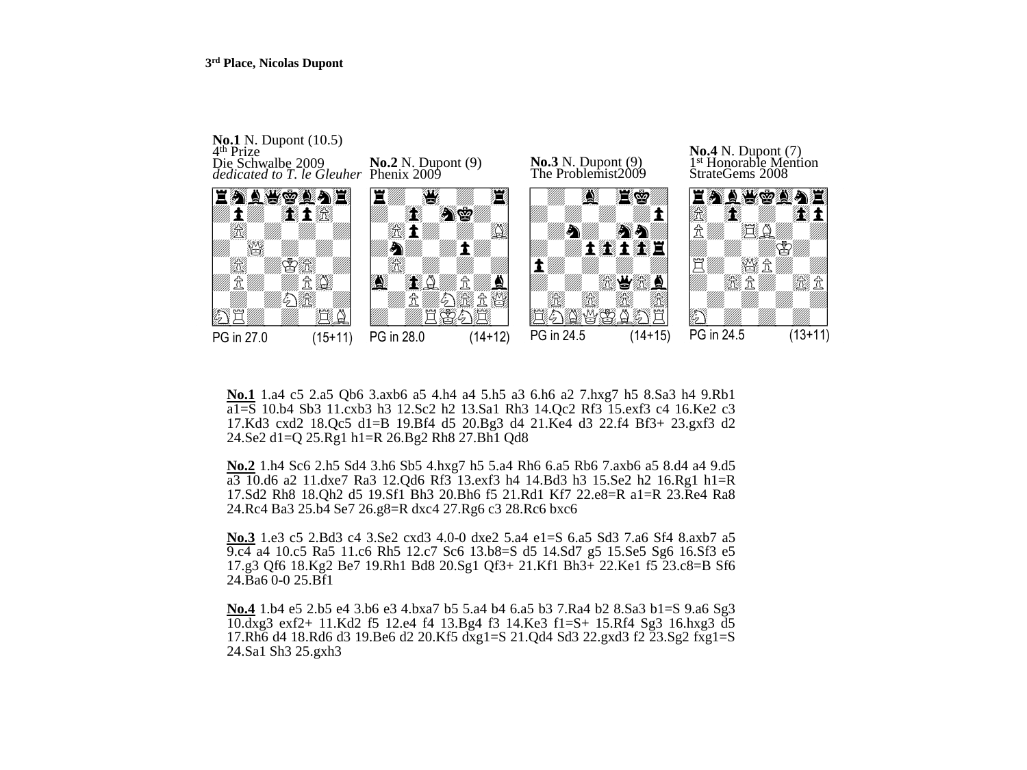**3[rd] Place, Nicolas Dupont**

**No.1** N. Dupont (10.5)
4[th] Prize
Die Schwalbe 2009
*dedicated to T. le Gleuher*

PG in 27.0 (15+11)

**No.2** N. Dupont (9)
Phenix 2009

PG in 28.0 (14+12)

**No.3** N. Dupont (9)
The Problemist2009

PG in 24.5 (14+15)

**No.4** N. Dupont (7)
1[st] Honorable Mention
StrateGems 2008

PG in 24.5 (13+11)

**No.1** 1.a4 c5 2.a5 Qb6 3.axb6 a5 4.h4 a4 5.h5 a3 6.h6 a2 7.hxg7 h5 8.Sa3 h4 9.Rb1 a1=S 10.b4 Sb3 11.cxb3 h3 12.Sc2 h2 13.Sa1 Rh3 14.Qc2 Rf3 15.exf3 c4 16.Ke2 c3 17.Kd3 cxd2 18.Qc5 d1=B 19.Bf4 d5 20.Bg3 d4 21.Ke4 d3 22.f4 Bf3+ 23.gxf3 d2 24.Se2 d1=Q 25.Rg1 h1=R 26.Bg2 Rh8 27.Bh1 Qd8

**No.2** 1.h4 Sc6 2.h5 Sd4 3.h6 Sb5 4.hxg7 h5 5.a4 Rh6 6.a5 Rb6 7.axb6 a5 8.d4 a4 9.d5 a3 10.d6 a2 11.dxe7 Ra3 12.Qd6 Rf3 13.exf3 h4 14.Bd3 h3 15.Se2 h2 16.Rg1 h1=R 17.Sd2 Rh8 18.Qh2 d5 19.Sf1 Bh3 20.Bh6 f5 21.Rd1 Kf7 22.e8=R a1=R 23.Re4 Ra8 24.Rc4 Ba3 25.b4 Se7 26.g8=R dxc4 27.Rg6 c3 28.Rc6 bxc6

**No.3** 1.e3 c5 2.Bd3 c4 3.Se2 cxd3 4.0-0 dxe2 5.a4 e1=S 6.a5 Sd3 7.a6 Sf4 8.axb7 a5 9.c4 a4 10.c5 Ra5 11.c6 Rh5 12.c7 Sc6 13.b8=S d5 14.Sd7 g5 15.Se5 Sg6 16.Sf3 e5 17.g3 Qf6 18.Kg2 Be7 19.Rh1 Bd8 20.Sg1 Qf3+ 21.Kf1 Bh3+ 22.Ke1 f5 23.c8=B Sf6 24.Ba6 0-0 25.Bf1

**No.4** 1.b4 e5 2.b5 e4 3.b6 e3 4.bxa7 b5 5.a4 b4 6.a5 b3 7.Ra4 b2 8.Sa3 b1=S 9.a6 Sg3 10.dxg3 exf2+ 11.Kd2 f5 12.e4 f4 13.Bg4 f3 14.Ke3 f1=S+ 15.Rf4 Sg3 16.hxg3 d5 17.Rh6 d4 18.Rd6 d3 19.Be6 d2 20.Kf5 dxg1=S 21.Qd4 Sd3 22.gxd3 f2 23.Sg2 fxg1=S 24.Sa1 Sh3 25.gxh3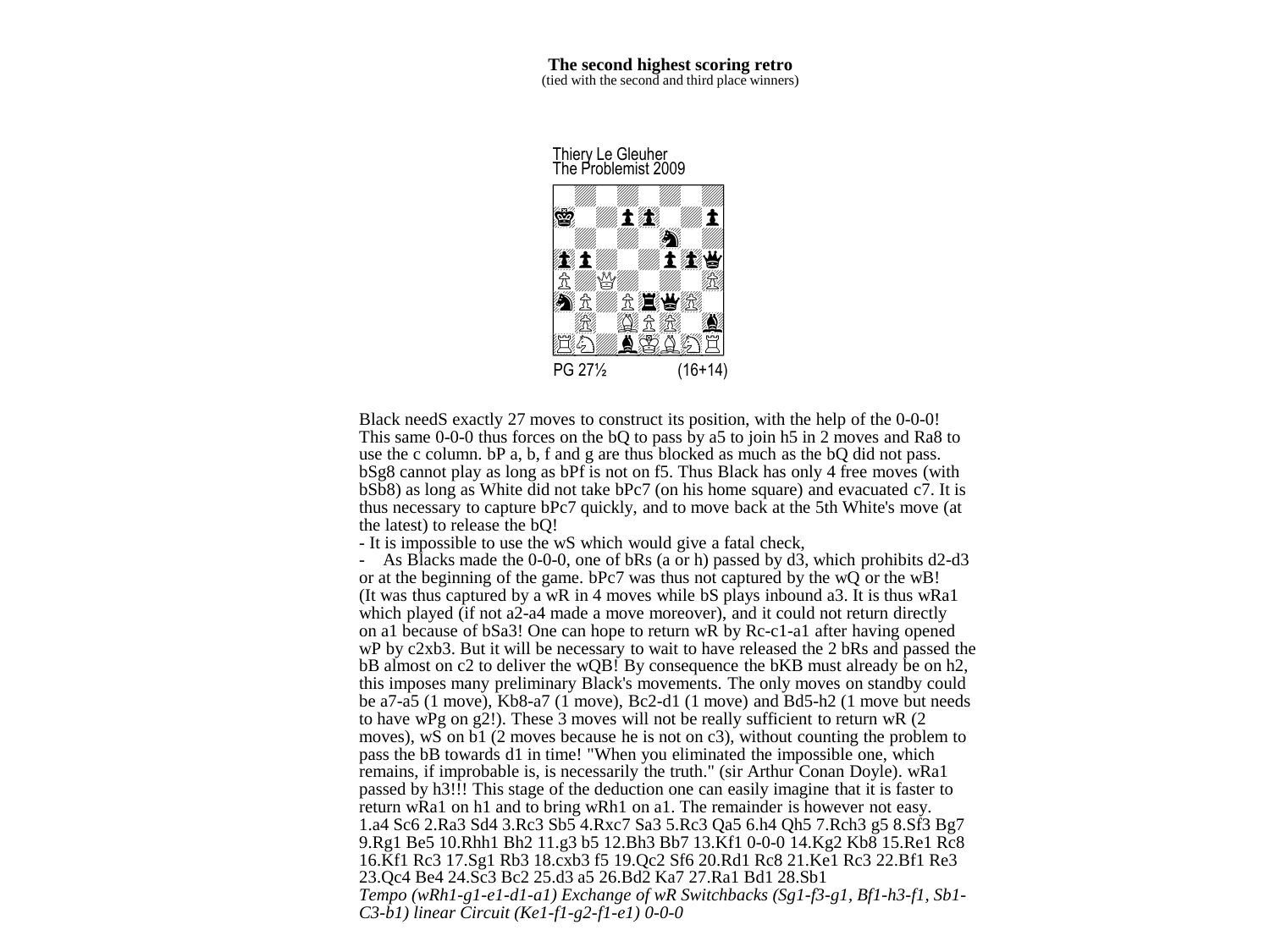**The second highest scoring retro**

(tied with the second and third place winners)

Thiery Le Gleuher
The Problemist 2009

PG 27½ (16+14)

Black needS exactly 27 moves to construct its position, with the help of the 0-0-0! This same 0-0-0 thus forces on the bQ to pass by a5 to join h5 in 2 moves and Ra8 to use the c column. bP a, b, f and g are thus blocked as much as the bQ did not pass. bSg8 cannot play as long as bPf is not on f5. Thus Black has only 4 free moves (with bSb8) as long as White did not take bPc7 (on his home square) and evacuated c7. It is thus necessary to capture bPc7 quickly, and to move back at the 5th White's move (at the latest) to release the bQ!

- It is impossible to use the wS which would give a fatal check,
- As Blacks made the 0-0-0, one of bRs (a or h) passed by d3, which prohibits d2-d3 or at the beginning of the game. bPc7 was thus not captured by the wQ or the wB! (It was thus captured by a wR in 4 moves while bS plays inbound a3. It is thus wRa1 which played (if not a2-a4 made a move moreover), and it could not return directly on a1 because of bSa3! One can hope to return wR by Rc-c1-a1 after having opened wP by c2xb3. But it will be necessary to wait to have released the 2 bRs and passed the bB almost on c2 to deliver the wQB! By consequence the bKB must already be on h2, this imposes many preliminary Black's movements. The only moves on standby could be a7-a5 (1 move), Kb8-a7 (1 move), Bc2-d1 (1 move) and Bd5-h2 (1 move but needs to have wPg on g2!). These 3 moves will not be really sufficient to return wR (2 moves), wS on b1 (2 moves because he is not on c3), without counting the problem to pass the bB towards d1 in time! "When you eliminated the impossible one, which remains, if improbable is, is necessarily the truth." (sir Arthur Conan Doyle). wRa1 passed by h3!!! This stage of the deduction one can easily imagine that it is faster to return wRa1 on h1 and to bring wRh1 on a1. The remainder is however not easy.

1.a4 Sc6 2.Ra3 Sd4 3.Rc3 Sb5 4.Rxc7 Sa3 5.Rc3 Qa5 6.h4 Qh5 7.Rch3 g5 8.Sf3 Bg7 9.Rg1 Be5 10.Rhh1 Bh2 11.g3 b5 12.Bh3 Bb7 13.Kf1 0-0-0 14.Kg2 Kb8 15.Re1 Rc8 16.Kf1 Rc3 17.Sg1 Rb3 18.cxb3 f5 19.Qc2 Sf6 20.Rd1 Rc8 21.Ke1 Rc3 22.Bf1 Re3 23.Qc4 Be4 24.Sc3 Bc2 25.d3 a5 26.Bd2 Ka7 27.Ra1 Bd1 28.Sb1

*Tempo (wRh1-g1-e1-d1-a1) Exchange of wR Switchbacks (Sg1-f3-g1, Bf1-h3-f1, Sb1-C3-b1) linear Circuit (Ke1-f1-g2-f1-e1) 0-0-0*